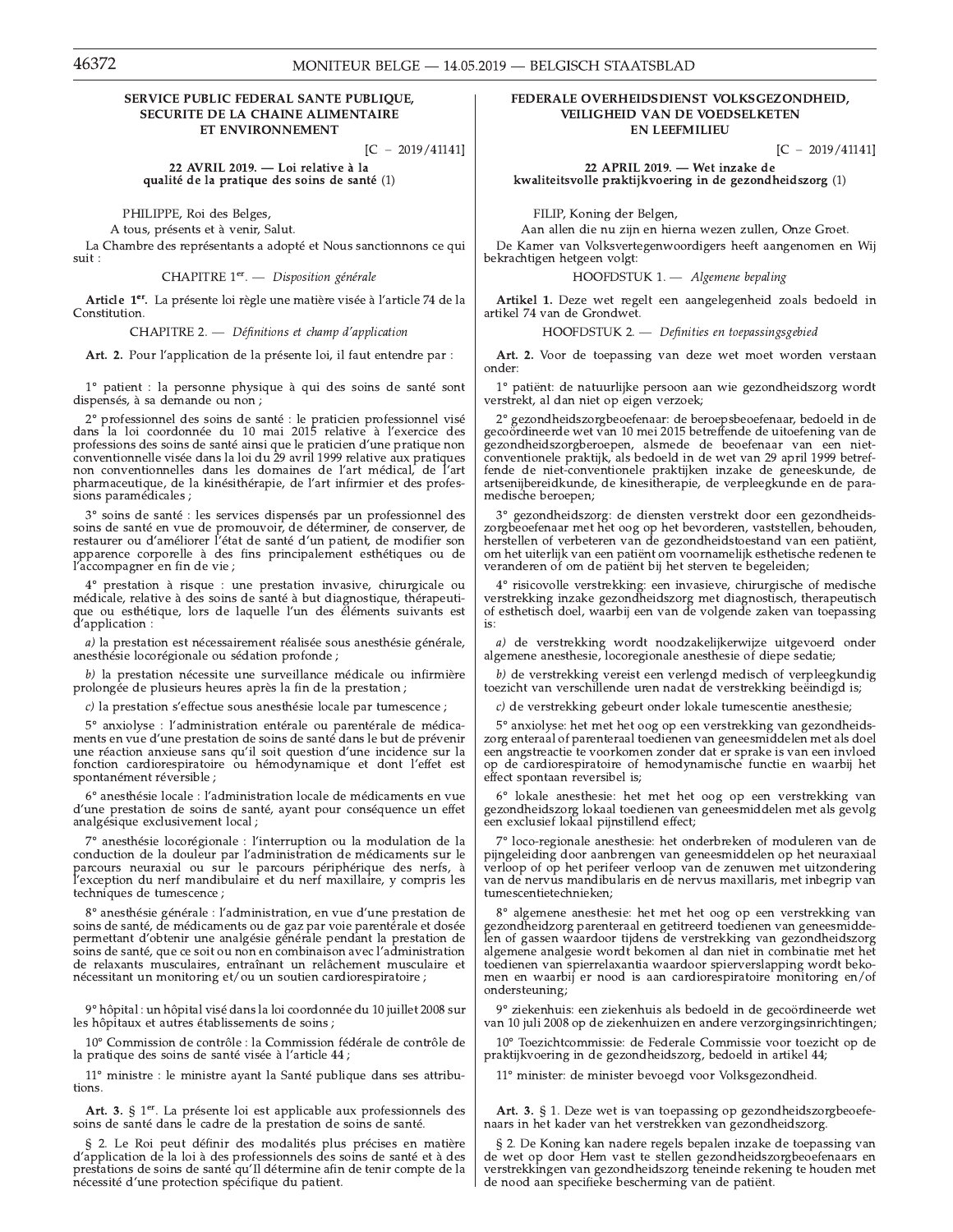## SERVICE PUBLIC FEDERAL SANTE PUBLIQUE, SECURITE DE LA CHAINE ALIMENTAIRE ET ENVIRONNEMENT

[C − 2019/41141]

### 22 AVRIL 2019. — Loi relative à la qualité de la pratique des soins de santé (1)

PHILIPPE, Roi des Belges,

A tous, présents et à venir, Salut.

La Chambre des représentants a adopté et Nous sanctionnons ce qui suit :

CHAPITRE 1er. — *Disposition générale*

**Article 1er.** La présente loi règle une matière visée à l'article 74 de la Constitution.

CHAPITRE 2. — *Définitions et champ d'application*

**Art. 2.** Pour l'application de la présente loi, il faut entendre par :

1° patient : la personne physique à qui des soins de santé sont dispensés, à sa demande ou non ;

2° professionnel des soins de santé : le praticien professionnel visé dans la loi coordonnée du 10 mai 2015 relative à l'exercice des professions des soins de santé ainsi que le praticien d'une pratique non conventionnelle visée dans la loi du 29 avril 1999 relative aux pratiques non conventionnelles dans les domaines de l'art médical, de l'art pharmaceutique, de la kinésithérapie, de l'art infirmier et des professions paramédicales ;

3° soins de santé : les services dispensés par un professionnel des soins de santé en vue de promouvoir, de déterminer, de conserver, de restaurer ou d'améliorer l'état de santé d'un patient, de modifier son apparence corporelle à des fins principalement esthétiques ou de l'accompagner en fin de vie ;

4° prestation à risque : une prestation invasive, chirurgicale ou médicale, relative à des soins de santé à but diagnostique, thérapeutique ou esthétique, lors de laquelle l'un des éléments suivants est d'application :

*a)* la prestation est nécessairement réalisée sous anesthésie générale, anesthésie locorégionale ou sédation profonde ;

*b)* la prestation nécessite une surveillance médicale ou infirmière prolongée de plusieurs heures après la fin de la prestation ;

*c)* la prestation s'effectue sous anesthésie locale par tumescence ;

5° anxiolyse : l'administration entérale ou parentérale de médicaments en vue d'une prestation de soins de santé dans le but de prévenir une réaction anxieuse sans qu'il soit question d'une incidence sur la fonction cardiorespiratoire ou hémodynamique et dont l'effet est spontanément réversible ;

6° anesthésie locale : l'administration locale de médicaments en vue d'une prestation de soins de santé, ayant pour conséquence un effet analgésique exclusivement local ;

7° anesthésie locorégionale : l'interruption ou la modulation de la conduction de la douleur par l'administration de médicaments sur le parcours neuraxial ou sur le parcours périphérique des nerfs, à l'exception du nerf mandibulaire et du nerf maxillaire, y compris les techniques de tumescence ;

8° anesthésie générale : l'administration, en vue d'une prestation de soins de santé, de médicaments ou de gaz par voie parentérale et dosée permettant d'obtenir une analgésie générale pendant la prestation de soins de santé, que ce soit ou non en combinaison avec l'administration de relaxants musculaires, entraînant un relâchement musculaire et nécessitant un monitoring et/ou un soutien cardiorespiratoire ;

9° hôpital : un hôpital visé dans la loi coordonnée du 10 juillet 2008 sur les hôpitaux et autres établissements de soins ;

10° Commission de contrôle : la Commission fédérale de contrôle de la pratique des soins de santé visée à l'article 44 ;

11° ministre : le ministre ayant la Santé publique dans ses attributions.

**Art. 3.** § 1er. La présente loi est applicable aux professionnels des soins de santé dans le cadre de la prestation de soins de santé.

§ 2. Le Roi peut définir des modalités plus précises en matière d'application de la loi à des professionnels des soins de santé et à des prestations de soins de santé qu'Il détermine afin de tenir compte de la nécessité d'une protection spécifique du patient.

## FEDERALE OVERHEIDSDIENST VOLKSGEZONDHEID, VEILIGHEID VAN DE VOEDSELKETEN EN LEEFMILIEU

[C − 2019/41141]

### 22 APRIL 2019. — Wet inzake de kwaliteitsvolle praktijkvoering in de gezondheidszorg (1)

FILIP, Koning der Belgen,

Aan allen die nu zijn en hierna wezen zullen, Onze Groet.

De Kamer van Volksvertegenwoordigers heeft aangenomen en Wij bekrachtigen hetgeen volgt:

HOOFDSTUK 1. — *Algemene bepaling*

**Artikel 1.** Deze wet regelt een aangelegenheid zoals bedoeld in artikel 74 van de Grondwet.

HOOFDSTUK 2. — *Definities en toepassingsgebied*

**Art. 2.** Voor de toepassing van deze wet moet worden verstaan onder:

1° patiënt: de natuurlijke persoon aan wie gezondheidszorg wordt verstrekt, al dan niet op eigen verzoek;

2° gezondheidszorgbeoefenaar: de beroepsbeoefenaar, bedoeld in de gecoördineerde wet van 10 mei 2015 betreffende de uitoefening van de gezondheidszorgberoepen, alsmede de beoefenaar van een niet-conventionele praktijk, als bedoeld in de wet van 29 april 1999 betreffende de niet-conventionele praktijken inzake de geneeskunde, de artsenijbereidkunde, de kinesitherapie, de verpleegkunde en de paramedische beroepen;

3° gezondheidszorg: de diensten verstrekt door een gezondheidszorgbeoefenaar met het oog op het bevorderen, vaststellen, behouden, herstellen of verbeteren van de gezondheidstoestand van een patiënt, om het uiterlijk van een patiënt om voornamelijk esthetische redenen te veranderen of om de patiënt bij het sterven te begeleiden;

4° risicovolle verstrekking: een invasieve, chirurgische of medische verstrekking inzake gezondheidszorg met diagnostisch, therapeutisch of esthetisch doel, waarbij een van de volgende zaken van toepassing is:

*a)* de verstrekking wordt noodzakelijkerwijze uitgevoerd onder algemene anesthesie, locoregionale anesthesie of diepe sedatie;

*b)* de verstrekking vereist een verlengd medisch of verpleegkundig toezicht van verschillende uren nadat de verstrekking beëindigd is;

*c)* de verstrekking gebeurt onder lokale tumescentie anesthesie;

5° anxiolyse: het met het oog op een verstrekking van gezondheidszorg enteraal of parenteraal toedienen van geneesmiddelen met als doel een angstreactie te voorkomen zonder dat er sprake is van een invloed op de cardiorespiratoire of hemodynamische functie en waarbij het effect spontaan reversibel is;

6° lokale anesthesie: het met het oog op een verstrekking van gezondheidszorg lokaal toedienen van geneesmiddelen met als gevolg een exclusief lokaal pijnstillend effect;

7° loco-regionale anesthesie: het onderbreken of moduleren van de pijngeleiding door aanbrengen van geneesmiddelen op het neuraxiaal verloop of op het perifeer verloop van de zenuwen met uitzondering van de nervus mandibularis en de nervus maxillaris, met inbegrip van tumescentietechnieken;

8° algemene anesthesie: het met het oog op een verstrekking van gezondheidzorg parenteraal en getitreerd toedienen van geneesmiddelen of gassen waardoor tijdens de verstrekking van gezondheidszorg algemene analgesie wordt bekomen al dan niet in combinatie met het toedienen van spierrelaxantia waardoor spierverslapping wordt bekomen en waarbij er nood is aan cardiorespiratoire monitoring en/of ondersteuning;

9° ziekenhuis: een ziekenhuis als bedoeld in de gecoördineerde wet van 10 juli 2008 op de ziekenhuizen en andere verzorgingsinrichtingen;

10° Toezichtcommissie: de Federale Commissie voor toezicht op de praktijkvoering in de gezondheidszorg, bedoeld in artikel 44;

11° minister: de minister bevoegd voor Volksgezondheid.

**Art. 3.** § 1. Deze wet is van toepassing op gezondheidszorgbeoefenaars in het kader van het verstrekken van gezondheidszorg.

§ 2. De Koning kan nadere regels bepalen inzake de toepassing van de wet op door Hem vast te stellen gezondheidszorgbeoefenaars en verstrekkingen van gezondheidszorg teneinde rekening te houden met de nood aan specifieke bescherming van de patiënt.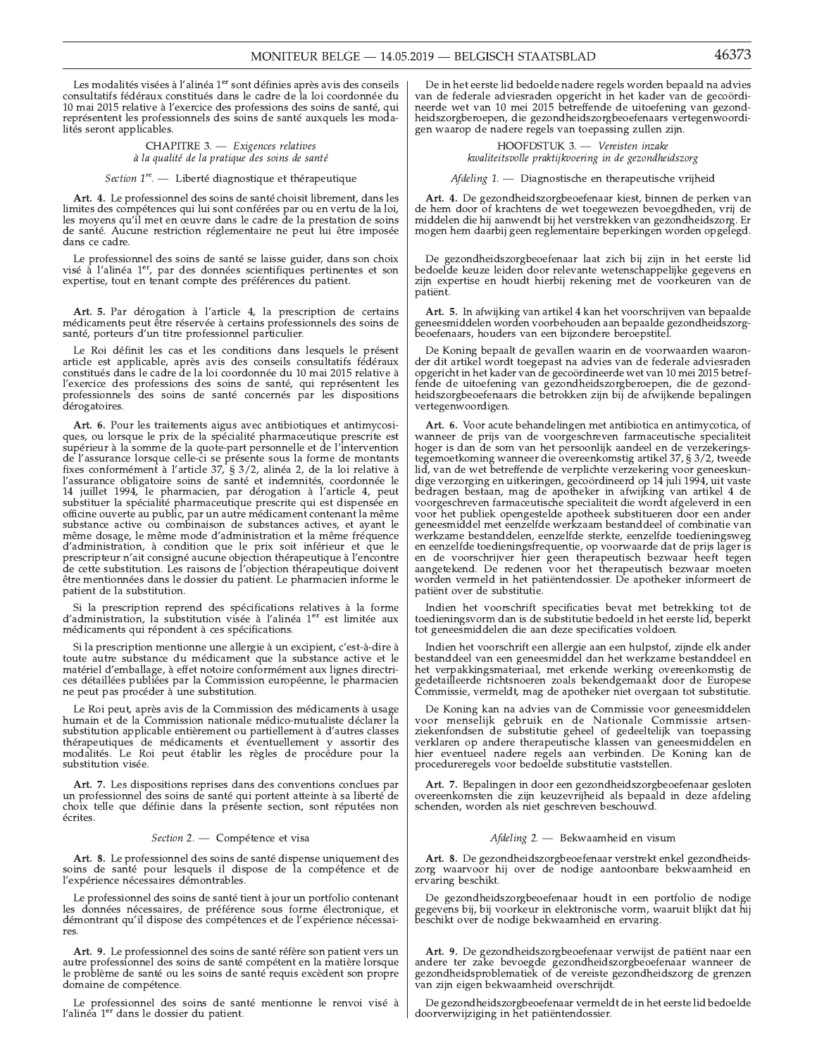Les modalités visées à l'alinéa 1er sont définies après avis des conseils consultatifs fédéraux constitués dans le cadre de la loi coordonnée du 10 mai 2015 relative à l'exercice des professions des soins de santé, qui représentent les professionnels des soins de santé auxquels les modalités seront applicables.

## CHAPITRE 3. — *Exigences relatives à la qualité de la pratique des soins de santé*

### *Section 1re.* — Liberté diagnostique et thérapeutique

**Art. 4.** Le professionnel des soins de santé choisit librement, dans les limites des compétences qui lui sont conférées par ou en vertu de la loi, les moyens qu'il met en œuvre dans le cadre de la prestation de soins de santé. Aucune restriction réglementaire ne peut lui être imposée dans ce cadre.

Le professionnel des soins de santé se laisse guider, dans son choix visé à l'alinéa 1er, par des données scientifiques pertinentes et son expertise, tout en tenant compte des préférences du patient.

**Art. 5.** Par dérogation à l'article 4, la prescription de certains médicaments peut être réservée à certains professionnels des soins de santé, porteurs d'un titre professionnel particulier.

Le Roi définit les cas et les conditions dans lesquels le présent article est applicable, après avis des conseils consultatifs fédéraux constitués dans le cadre de la loi coordonnée du 10 mai 2015 relative à l'exercice des professions des soins de santé, qui représentent les professionnels des soins de santé concernés par les dispositions dérogatoires.

**Art. 6.** Pour les traitements aigus avec antibiotiques et antimycosiques, ou lorsque le prix de la spécialité pharmaceutique prescrite est supérieur à la somme de la quote-part personnelle et de l'intervention de l'assurance lorsque celle-ci se présente sous la forme de montants fixes conformément à l'article 37, § 3/2, alinéa 2, de la loi relative à l'assurance obligatoire soins de santé et indemnités, coordonnée le 14 juillet 1994, le pharmacien, par dérogation à l'article 4, peut substituer la spécialité pharmaceutique prescrite qui est dispensée en officine ouverte au public, par un autre médicament contenant la même substance active ou combinaison de substances actives, et ayant le même dosage, le même mode d'administration et la même fréquence d'administration, à condition que le prix soit inférieur et que le prescripteur n'ait consigné aucune objection thérapeutique à l'encontre de cette substitution. Les raisons de l'objection thérapeutique doivent être mentionnées dans le dossier du patient. Le pharmacien informe le patient de la substitution.

Si la prescription reprend des spécifications relatives à la forme d'administration, la substitution visée à l'alinéa 1er est limitée aux médicaments qui répondent à ces spécifications.

Si la prescription mentionne une allergie à un excipient, c'est-à-dire à toute autre substance du médicament que la substance active et le matériel d'emballage, à effet notoire conformément aux lignes directrices détaillées publiées par la Commission européenne, le pharmacien ne peut pas procéder à une substitution.

Le Roi peut, après avis de la Commission des médicaments à usage humain et de la Commission nationale médico-mutualiste déclarer la substitution applicable entièrement ou partiellement à d'autres classes thérapeutiques de médicaments et éventuellement y assortir des modalités. Le Roi peut établir les règles de procédure pour la substitution visée.

**Art. 7.** Les dispositions reprises dans des conventions conclues par un professionnel des soins de santé qui portent atteinte à sa liberté de choix telle que définie dans la présente section, sont réputées non écrites.

### *Section 2.* — Compétence et visa

**Art. 8.** Le professionnel des soins de santé dispense uniquement des soins de santé pour lesquels il dispose de la compétence et de l'expérience nécessaires démontrables.

Le professionnel des soins de santé tient à jour un portfolio contenant les données nécessaires, de préférence sous forme électronique, et démontrant qu'il dispose des compétences et de l'expérience nécessaires.

**Art. 9.** Le professionnel des soins de santé réfère son patient vers un autre professionnel des soins de santé compétent en la matière lorsque le problème de santé ou les soins de santé requis excèdent son propre domaine de compétence.

Le professionnel des soins de santé mentionne le renvoi visé à l'alinéa 1er dans le dossier du patient.

---

De in het eerste lid bedoelde nadere regels worden bepaald na advies van de federale adviesraden opgericht in het kader van de gecoördineerde wet van 10 mei 2015 betreffende de uitoefening van gezondheidszorgberoepen, die gezondheidszorgbeoefenaars vertegenwoordigen waarop de nadere regels van toepassing zullen zijn.

## HOOFDSTUK 3. — *Vereisten inzake kwaliteitsvolle praktijkvoering in de gezondheidszorg*

### *Afdeling 1.* — Diagnostische en therapeutische vrijheid

**Art. 4.** De gezondheidszorgbeoefenaar kiest, binnen de perken van de hem door of krachtens de wet toegewezen bevoegdheden, vrij de middelen die hij aanwendt bij het verstrekken van gezondheidszorg. Er mogen hem daarbij geen reglementaire beperkingen worden opgelegd.

De gezondheidszorgbeoefenaar laat zich bij zijn in het eerste lid bedoelde keuze leiden door relevante wetenschappelijke gegevens en zijn expertise en houdt hierbij rekening met de voorkeuren van de patiënt.

**Art. 5.** In afwijking van artikel 4 kan het voorschrijven van bepaalde geneesmiddelen worden voorbehouden aan bepaalde gezondheidszorgbeoefenaars, houders van een bijzondere beroepstitel.

De Koning bepaalt de gevallen waarin en de voorwaarden waaronder dit artikel wordt toegepast na advies van de federale adviesraden opgericht in het kader van de gecoördineerde wet van 10 mei 2015 betreffende de uitoefening van gezondheidszorgberoepen, die de gezondheidszorgbeoefenaars die betrokken zijn bij de afwijkende bepalingen vertegenwoordigen.

**Art. 6.** Voor acute behandelingen met antibiotica en antimycotica, of wanneer de prijs van de voorgeschreven farmaceutische specialiteit hoger is dan de som van het persoonlijk aandeel en de verzekeringstegemoetkoming wanneer die overeenkomstig artikel 37, § 3/2, tweede lid, van de wet betreffende de verplichte verzekering voor geneeskundige verzorging en uitkeringen, gecoördineerd op 14 juli 1994, uit vaste bedragen bestaan, mag de apotheker in afwijking van artikel 4 de voorgeschreven farmaceutische specialiteit die wordt afgeleverd in een voor het publiek opengestelde apotheek substitueren door een ander geneesmiddel met eenzelfde werkzaam bestanddeel of combinatie van werkzame bestanddelen, eenzelfde sterkte, eenzelfde toedieningsweg en eenzelfde toedieningsfrequentie, op voorwaarde dat de prijs lager is en de voorschrijver hier geen therapeutisch bezwaar heeft tegen aangetekend. De redenen voor het therapeutisch bezwaar moeten worden vermeld in het patiëntendossier. De apotheker informeert de patiënt over de substitutie.

Indien het voorschrift specificaties bevat met betrekking tot de toedieningsvorm dan is de substitutie bedoeld in het eerste lid, beperkt tot geneesmiddelen die aan deze specificaties voldoen.

Indien het voorschrift een allergie aan een hulpstof, zijnde elk ander bestanddeel van een geneesmiddel dan het werkzame bestanddeel en het verpakkingsmateriaal, met erkende werking overeenkomstig de gedetailleerde richtsnoeren zoals bekendgemaakt door de Europese Commissie, vermeldt, mag de apotheker niet overgaan tot substitutie.

De Koning kan na advies van de Commissie voor geneesmiddelen voor menselijk gebruik en de Nationale Commissie artsen-ziekenfondsen de substitutie geheel of gedeeltelijk van toepassing verklaren op andere therapeutische klassen van geneesmiddelen en hier eventueel nadere regels aan verbinden. De Koning kan de procedureregels voor bedoelde substitutie vaststellen.

**Art. 7.** Bepalingen in door een gezondheidszorgbeoefenaar gesloten overeenkomsten die zijn keuzevrijheid als bepaald in deze afdeling schenden, worden als niet geschreven beschouwd.

### *Afdeling 2.* — Bekwaamheid en visum

**Art. 8.** De gezondheidszorgbeoefenaar verstrekt enkel gezondheidszorg waarvoor hij over de nodige aantoonbare bekwaamheid en ervaring beschikt.

De gezondheidszorgbeoefenaar houdt in een portfolio de nodige gegevens bij, bij voorkeur in elektronische vorm, waaruit blijkt dat hij beschikt over de nodige bekwaamheid en ervaring.

**Art. 9.** De gezondheidszorgbeoefenaar verwijst de patiënt naar een andere ter zake bevoegde gezondheidszorgbeoefenaar wanneer de gezondheidsproblematiek of de vereiste gezondheidszorg de grenzen van zijn eigen bekwaamheid overschrijdt.

De gezondheidszorgbeoefenaar vermeldt de in het eerste lid bedoelde doorverwijziging in het patiëntendossier.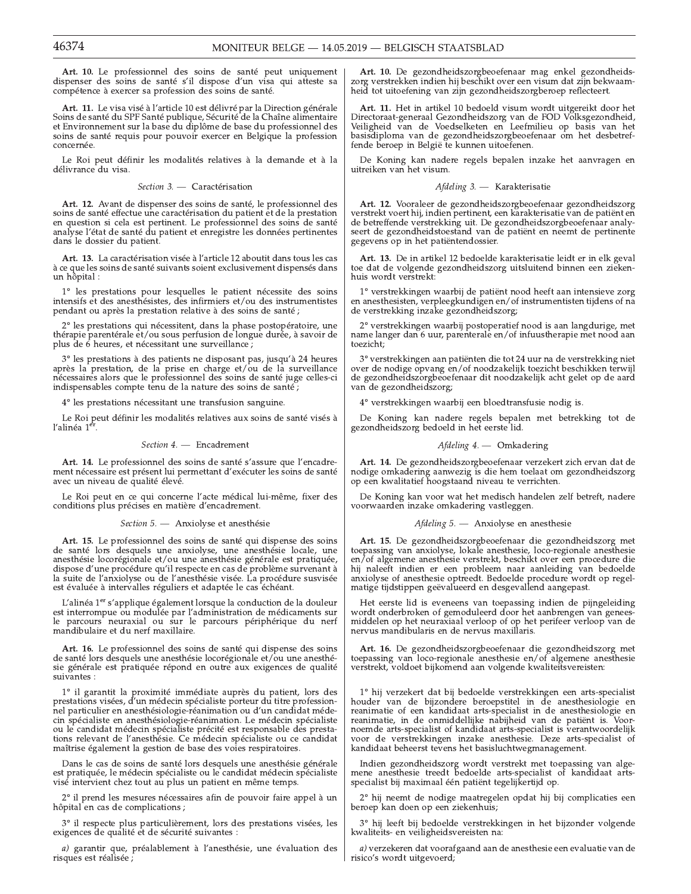**Art. 10.** Le professionnel des soins de santé peut uniquement dispenser des soins de santé s'il dispose d'un visa qui atteste sa compétence à exercer sa profession des soins de santé.

**Art. 11.** Le visa visé à l'article 10 est délivré par la Direction générale Soins de santé du SPF Santé publique, Sécurité de la Chaîne alimentaire et Environnement sur la base du diplôme de base du professionnel des soins de santé requis pour pouvoir exercer en Belgique la profession concernée.

Le Roi peut définir les modalités relatives à la demande et à la délivrance du visa.

*Section 3.* — Caractérisation

**Art. 12.** Avant de dispenser des soins de santé, le professionnel des soins de santé effectue une caractérisation du patient et de la prestation en question si cela est pertinent. Le professionnel des soins de santé analyse l'état de santé du patient et enregistre les données pertinentes dans le dossier du patient.

**Art. 13.** La caractérisation visée à l'article 12 aboutit dans tous les cas à ce que les soins de santé suivants soient exclusivement dispensés dans un hôpital :

1° les prestations pour lesquelles le patient nécessite des soins intensifs et des anesthésistes, des infirmiers et/ou des instrumentistes pendant ou après la prestation relative à des soins de santé ;

2° les prestations qui nécessitent, dans la phase postopératoire, une thérapie parentérale et/ou sous perfusion de longue durée, à savoir de plus de 6 heures, et nécessitant une surveillance ;

3° les prestations à des patients ne disposant pas, jusqu'à 24 heures après la prestation, de la prise en charge et/ou de la surveillance nécessaires alors que le professionnel des soins de santé juge celles-ci indispensables compte tenu de la nature des soins de santé ;

4° les prestations nécessitant une transfusion sanguine.

Le Roi peut définir les modalités relatives aux soins de santé visés à l'alinéa 1er.

*Section 4.* — Encadrement

**Art. 14.** Le professionnel des soins de santé s'assure que l'encadrement nécessaire est présent lui permettant d'exécuter les soins de santé avec un niveau de qualité élevé.

Le Roi peut en ce qui concerne l'acte médical lui-même, fixer des conditions plus précises en matière d'encadrement.

*Section 5.* — Anxiolyse et anesthésie

**Art. 15.** Le professionnel des soins de santé qui dispense des soins de santé lors desquels une anxiolyse, une anesthésie locale, une anesthésie locorégionale et/ou une anesthésie générale est pratiquée, dispose d'une procédure qu'il respecte en cas de problème survenant à la suite de l'anxiolyse ou de l'anesthésie visée. La procédure susvisée est évaluée à intervalles réguliers et adaptée le cas échéant.

L'alinéa 1er s'applique également lorsque la conduction de la douleur est interrompue ou modulée par l'administration de médicaments sur le parcours neuraxial ou sur le parcours périphérique du nerf mandibulaire et du nerf maxillaire.

**Art. 16.** Le professionnel des soins de santé qui dispense des soins de santé lors desquels une anesthésie locorégionale et/ou une anesthésie générale est pratiquée répond en outre aux exigences de qualité suivantes :

1° il garantit la proximité immédiate auprès du patient, lors des prestations visées, d'un médecin spécialiste porteur du titre professionnel particulier en anesthésiologie-réanimation ou d'un candidat médecin spécialiste en anesthésiologie-réanimation. Le médecin spécialiste ou le candidat médecin spécialiste précité est responsable des prestations relevant de l'anesthésie. Ce médecin spécialiste ou ce candidat maîtrise également la gestion de base des voies respiratoires.

Dans le cas de soins de santé lors desquels une anesthésie générale est pratiquée, le médecin spécialiste ou le candidat médecin spécialiste visé intervient chez tout au plus un patient en même temps.

2° il prend les mesures nécessaires afin de pouvoir faire appel à un hôpital en cas de complications ;

3° il respecte plus particulièrement, lors des prestations visées, les exigences de qualité et de sécurité suivantes :

*a)* garantir que, préalablement à l'anesthésie, une évaluation des risques est réalisée ;

**Art. 10.** De gezondheidszorgbeoefenaar mag enkel gezondheidszorg verstrekken indien hij beschikt over een visum dat zijn bekwaamheid tot uitoefening van zijn gezondheidszorgberoep reflecteert.

**Art. 11.** Het in artikel 10 bedoeld visum wordt uitgereikt door het Directoraat-generaal Gezondheidszorg van de FOD Volksgezondheid, Veiligheid van de Voedselketen en Leefmilieu op basis van het basisdiploma van de gezondheidszorgbeoefenaar om het desbetreffende beroep in België te kunnen uitoefenen.

De Koning kan nadere regels bepalen inzake het aanvragen en uitreiken van het visum.

*Afdeling 3.* — Karakterisatie

**Art. 12.** Vooraleer de gezondheidszorgbeoefenaar gezondheidszorg verstrekt voert hij, indien pertinent, een karakterisatie van de patiënt en de betreffende verstrekking uit. De gezondheidszorgbeoefenaar analyseert de gezondheidstoestand van de patiënt en neemt de pertinente gegevens op in het patiëntendossier.

**Art. 13.** De in artikel 12 bedoelde karakterisatie leidt er in elk geval toe dat de volgende gezondheidszorg uitsluitend binnen een ziekenhuis wordt verstrekt:

1° verstrekkingen waarbij de patiënt nood heeft aan intensieve zorg en anesthesisten, verpleegkundigen en/of instrumentisten tijdens of na de verstrekking inzake gezondheidszorg;

2° verstrekkingen waarbij postoperatief nood is aan langdurige, met name langer dan 6 uur, parenterale en/of infuustherapie met nood aan toezicht;

3° verstrekkingen aan patiënten die tot 24 uur na de verstrekking niet over de nodige opvang en/of noodzakelijk toezicht beschikken terwijl de gezondheidszorgbeoefenaar dit noodzakelijk acht gelet op de aard van de gezondheidszorg;

4° verstrekkingen waarbij een bloedtransfusie nodig is.

De Koning kan nadere regels bepalen met betrekking tot de gezondheidszorg bedoeld in het eerste lid.

*Afdeling 4.* — Omkadering

**Art. 14.** De gezondheidszorgbeoefenaar verzekert zich ervan dat de nodige omkadering aanwezig is die hem toelaat om gezondheidszorg op een kwalitatief hoogstaand niveau te verrichten.

De Koning kan voor wat het medisch handelen zelf betreft, nadere voorwaarden inzake omkadering vastleggen.

*Afdeling 5.* — Anxiolyse en anesthesie

**Art. 15.** De gezondheidszorgbeoefenaar die gezondheidszorg met toepassing van anxiolyse, lokale anesthesie, loco-regionale anesthesie en/of algemene anesthesie verstrekt, beschikt over een procedure die hij naleeft indien er een probleem naar aanleiding van bedoelde anxiolyse of anesthesie optreedt. Bedoelde procedure wordt op regelmatige tijdstippen geëvalueerd en desgevallend aangepast.

Het eerste lid is eveneens van toepassing indien de pijngeleiding wordt onderbroken of gemoduleerd door het aanbrengen van geneesmiddelen op het neuraxiaal verloop of op het perifeer verloop van de nervus mandibularis en de nervus maxillaris.

**Art. 16.** De gezondheidszorgbeoefenaar die gezondheidszorg met toepassing van loco-regionale anesthesie en/of algemene anesthesie verstrekt, voldoet bijkomend aan volgende kwaliteitsvereisten:

1° hij verzekert dat bij bedoelde verstrekkingen een arts-specialist houder van de bijzondere beroepstitel in de anesthesiologie en reanimatie of een kandidaat arts-specialist in de anesthesiologie en reanimatie, in de onmiddellijke nabijheid van de patiënt is. Voornoemde arts-specialist of kandidaat arts-specialist is verantwoordelijk voor de verstrekkingen inzake anesthesie. Deze arts-specialist of kandidaat beheerst tevens het basisluchtwegmanagement.

Indien gezondheidszorg wordt verstrekt met toepassing van algemene anesthesie treedt bedoelde arts-specialist of kandidaat arts-specialist bij maximaal één patiënt tegelijkertijd op.

2° hij neemt de nodige maatregelen opdat hij bij complicaties een beroep kan doen op een ziekenhuis;

3° hij leeft bij bedoelde verstrekkingen in het bijzonder volgende kwaliteits- en veiligheidsvereisten na:

*a)* verzekeren dat voorafgaand aan de anesthesie een evaluatie van de risico's wordt uitgevoerd;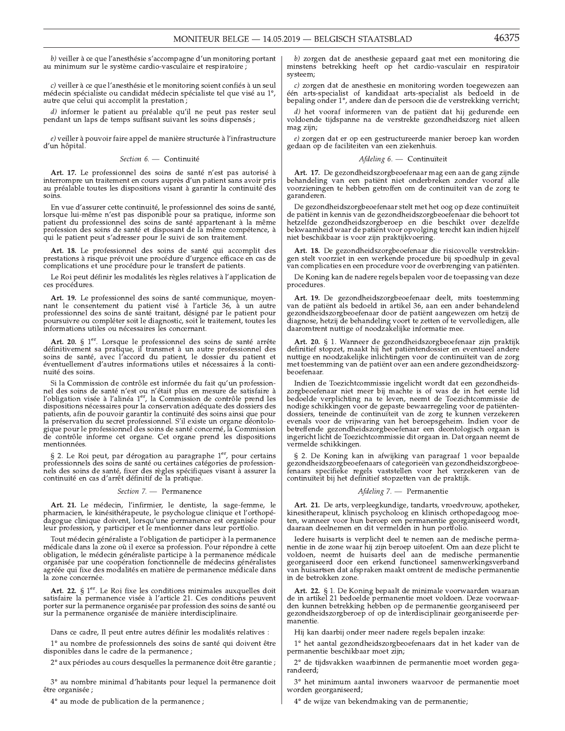b) veiller à ce que l'anesthésie s'accompagne d'un monitoring portant au minimum sur le système cardio-vasculaire et respiratoire ;

c) veiller à ce que l'anesthésie et le monitoring soient confiés à un seul médecin spécialiste ou candidat médecin spécialiste tel que visé au 1°, autre que celui qui accomplit la prestation ;

d) informer le patient au préalable qu'il ne peut pas rester seul pendant un laps de temps suffisant suivant les soins dispensés ;

e) veiller à pouvoir faire appel de manière structurée à l'infrastructure d'un hôpital.

*Section 6. —* Continuité

**Art. 17.** Le professionnel des soins de santé n'est pas autorisé à interrompre un traitement en cours auprès d'un patient sans avoir pris au préalable toutes les dispositions visant à garantir la continuité des soins.

En vue d'assurer cette continuité, le professionnel des soins de santé, lorsque lui-même n'est pas disponible pour sa pratique, informe son patient du professionnel des soins de santé appartenant à la même profession des soins de santé et disposant de la même compétence, à qui le patient peut s'adresser pour le suivi de son traitement.

**Art. 18.** Le professionnel des soins de santé qui accomplit des prestations à risque prévoit une procédure d'urgence efficace en cas de complications et une procédure pour le transfert de patients.

Le Roi peut définir les modalités les règles relatives à l'application de ces procédures.

**Art. 19.** Le professionnel des soins de santé communique, moyennant le consentement du patient visé à l'article 36, à un autre professionnel des soins de santé traitant, désigné par le patient pour poursuivre ou compléter soit le diagnostic, soit le traitement, toutes les informations utiles ou nécessaires les concernant.

**Art. 20.** § 1er. Lorsque le professionnel des soins de santé arrête définitivement sa pratique, il transmet à un autre professionnel des soins de santé, avec l'accord du patient, le dossier du patient et éventuellement d'autres informations utiles et nécessaires à la continuité des soins.

Si la Commission de contrôle est informée du fait qu'un professionnel des soins de santé n'est ou n'était plus en mesure de satisfaire à l'obligation visée à l'alinéa 1er, la Commission de contrôle prend les dispositions nécessaires pour la conservation adéquate des dossiers des patients, afin de pouvoir garantir la continuité des soins ainsi que pour la préservation du secret professionnel. S'il existe un organe déontologique pour le professionnel des soins de santé concerné, la Commission de contrôle informe cet organe. Cet organe prend les dispositions mentionnées.

§ 2. Le Roi peut, par dérogation au paragraphe 1er, pour certains professionnels des soins de santé ou certaines catégories de professionnels des soins de santé, fixer des règles spécifiques visant à assurer la continuité en cas d'arrêt définitif de la pratique.

*Section 7. —* Permanence

**Art. 21.** Le médecin, l'infirmier, le dentiste, la sage-femme, le pharmacien, le kinésithérapeute, le psychologue clinique et l'orthopédagogue clinique doivent, lorsqu'une permanence est organisée pour leur profession, y participer et le mentionner dans leur portfolio.

Tout médecin généraliste a l'obligation de participer à la permanence médicale dans la zone où il exerce sa profession. Pour répondre à cette obligation, le médecin généraliste participe à la permanence médicale organisée par une coopération fonctionnelle de médecins généralistes agréée qui fixe des modalités en matière de permanence médicale dans la zone concernée.

**Art. 22.** § 1er. Le Roi fixe les conditions minimales auxquelles doit satisfaire la permanence visée à l'article 21. Ces conditions peuvent porter sur la permanence organisée par profession des soins de santé ou sur la permanence organisée de manière interdisciplinaire.

Dans ce cadre, Il peut entre autres définir les modalités relatives :

1° au nombre de professionnels des soins de santé qui doivent être disponibles dans le cadre de la permanence ;

2° aux périodes au cours desquelles la permanence doit être garantie ;

3° au nombre minimal d'habitants pour lequel la permanence doit être organisée ;

4° au mode de publication de la permanence ;

b) zorgen dat de anesthesie gepaard gaat met een monitoring die minstens betrekking heeft op het cardio-vasculair en respiratoir systeem;

c) zorgen dat de anesthesie en monitoring worden toegewezen aan één arts-specialist of kandidaat arts-specialist als bedoeld in de bepaling onder 1°, andere dan de persoon die de verstrekking verricht;

d) het vooraf informeren van de patiënt dat hij gedurende een voldoende tijdspanne na de verstrekte gezondheidszorg niet alleen mag zijn;

e) zorgen dat er op een gestructureerde manier beroep kan worden gedaan op de faciliteiten van een ziekenhuis.

*Afdeling 6. —* Continuïteit

**Art. 17.** De gezondheidszorgbeoefenaar mag een aan de gang zijnde behandeling van een patiënt niet onderbreken zonder vooraf alle voorzieningen te hebben getroffen om de continuïteit van de zorg te garanderen.

De gezondheidszorgbeoefenaar stelt met het oog op deze continuïteit de patiënt in kennis van de gezondheidszorgbeoefenaar die behoort tot hetzelfde gezondheidszorgberoep en die beschikt over dezelfde bekwaamheid waar de patiënt voor opvolging terecht kan indien hijzelf niet beschikbaar is voor zijn praktijkvoering.

**Art. 18.** De gezondheidszorgbeoefenaar die risicovolle verstrekkingen stelt voorziet in een werkende procedure bij spoedhulp in geval van complicaties en een procedure voor de overbrenging van patiënten.

De Koning kan de nadere regels bepalen voor de toepassing van deze procedures.

**Art. 19.** De gezondheidszorgbeoefenaar deelt, mits toestemming van de patiënt als bedoeld in artikel 36, aan een ander behandelend gezondheidszorgbeoefenaar door de patiënt aangewezen om hetzij de diagnose, hetzij de behandeling voort te zetten of te vervolledigen, alle daaromtrent nuttige of noodzakelijke informatie mee.

**Art. 20.** § 1. Wanneer de gezondheidszorgbeoefenaar zijn praktijk definitief stopzet, maakt hij het patiëntendossier en eventueel andere nuttige en noodzakelijke inlichtingen voor de continuïteit van de zorg met toestemming van de patiënt over aan een andere gezondheidszorgbeoefenaar.

Indien de Toezichtcommissie ingelicht wordt dat een gezondheidszorgbeoefenaar niet meer bij machte is of was de in het eerste lid bedoelde verplichting na te leven, neemt de Toezichtcommissie de nodige schikkingen voor de gepaste bewaarregeling voor de patiëntendossiers, teneinde de continuïteit van de zorg te kunnen verzekeren evenals voor de vrijwaring van het beroepsgeheim. Indien voor de betreffende gezondheidszorgbeoefenaar een deontologisch orgaan is ingericht licht de Toezichtcommissie dit orgaan in. Dat orgaan neemt de vermelde schikkingen.

§ 2. De Koning kan in afwijking van paragraaf 1 voor bepaalde gezondheidszorgbeoefenaars of categorieën van gezondheidszorgbeoefenaars specifieke regels vaststellen voor het verzekeren van de continuïteit bij het definitief stopzetten van de praktijk.

*Afdeling 7. —* Permanentie

**Art. 21.** De arts, verpleegkundige, tandarts, vroedvrouw, apotheker, kinesitherapeut, klinisch psycholoog en klinisch orthopedagoog moeten, wanneer voor hun beroep een permanentie georganiseerd wordt, daaraan deelnemen en dit vermelden in hun portfolio.

Iedere huisarts is verplicht deel te nemen aan de medische permanentie in de zone waar hij zijn beroep uitoefent. Om aan deze plicht te voldoen, neemt de huisarts deel aan de medische permanentie georganiseerd door een erkend functioneel samenwerkingsverband van huisartsen dat afspraken maakt omtrent de medische permanentie in de betrokken zone.

**Art. 22.** § 1. De Koning bepaalt de minimale voorwaarden waaraan de in artikel 21 bedoelde permanentie moet voldoen. Deze voorwaarden kunnen betrekking hebben op de permanentie georganiseerd per gezondheidszorgberoep of op de interdisciplinair georganiseerde permanentie.

Hij kan daarbij onder meer nadere regels bepalen inzake:

1° het aantal gezondheidszorgbeoefenaars dat in het kader van de permanentie beschikbaar moet zijn;

2° de tijdsvakken waarbinnen de permanentie moet worden gegarandeerd;

3° het minimum aantal inwoners waarvoor de permanentie moet worden georganiseerd;

4° de wijze van bekendmaking van de permanentie;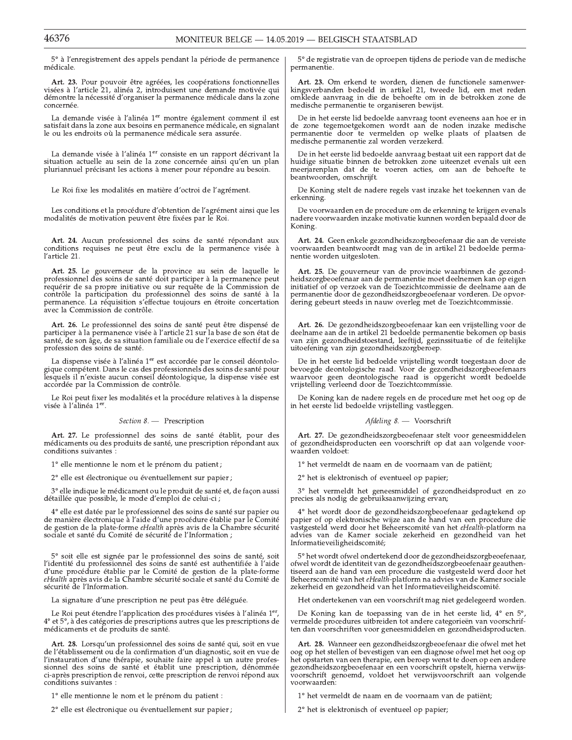5° à l'enregistrement des appels pendant la période de permanence médicale.

**Art. 23.** Pour pouvoir être agréées, les coopérations fonctionnelles visées à l'article 21, alinéa 2, introduisent une demande motivée qui démontre la nécessité d'organiser la permanence médicale dans la zone concernée.

La demande visée à l'alinéa 1er montre également comment il est satisfait dans la zone aux besoins en permanence médicale, en signalant le ou les endroits où la permanence médicale sera assurée.

La demande visée à l'alinéa 1er consiste en un rapport décrivant la situation actuelle au sein de la zone concernée ainsi qu'en un plan pluriannuel précisant les actions à mener pour répondre au besoin.

Le Roi fixe les modalités en matière d'octroi de l'agrément.

Les conditions et la procédure d'obtention de l'agrément ainsi que les modalités de motivation peuvent être fixées par le Roi.

**Art. 24.** Aucun professionnel des soins de santé répondant aux conditions requises ne peut être exclu de la permanence visée à l'article 21.

**Art. 25.** Le gouverneur de la province au sein de laquelle le professionnel des soins de santé doit participer à la permanence peut requérir de sa propre initiative ou sur requête de la Commission de contrôle la participation du professionnel des soins de santé à la permanence. La réquisition s'effectue toujours en étroite concertation avec la Commission de contrôle.

**Art. 26.** Le professionnel des soins de santé peut être dispensé de participer à la permanence visée à l'article 21 sur la base de son état de santé, de son âge, de sa situation familiale ou de l'exercice effectif de sa profession des soins de santé.

La dispense visée à l'alinéa 1er est accordée par le conseil déontologique compétent. Dans le cas des professionnels des soins de santé pour lesquels il n'existe aucun conseil déontologique, la dispense visée est accordée par la Commission de contrôle.

Le Roi peut fixer les modalités et la procédure relatives à la dispense visée à l'alinéa 1er.

*Section 8.* — Prescription

**Art. 27.** Le professionnel des soins de santé établit, pour des médicaments ou des produits de santé, une prescription répondant aux conditions suivantes :

1° elle mentionne le nom et le prénom du patient ;

2° elle est électronique ou éventuellement sur papier ;

3° elle indique le médicament ou le produit de santé et, de façon aussi détaillée que possible, le mode d'emploi de celui-ci ;

4° elle est datée par le professionnel des soins de santé sur papier ou de manière électronique à l'aide d'une procédure établie par le Comité de gestion de la plate-forme *eHealth* après avis de la Chambre sécurité sociale et santé du Comité de sécurité de l'Information ;

5° soit elle est signée par le professionnel des soins de santé, soit l'identité du professionnel des soins de santé est authentifiée à l'aide d'une procédure établie par le Comité de gestion de la plate-forme *eHealth* après avis de la Chambre sécurité sociale et santé du Comité de sécurité de l'Information.

La signature d'une prescription ne peut pas être déléguée.

Le Roi peut étendre l'application des procédures visées à l'alinéa 1er, 4° et 5°, à des catégories de prescriptions autres que les prescriptions de médicaments et de produits de santé.

**Art. 28.** Lorsqu'un professionnel des soins de santé qui, soit en vue de l'établissement ou de la confirmation d'un diagnostic, soit en vue de l'instauration d'une thérapie, souhaite faire appel à un autre professionnel des soins de santé et établit une prescription, dénommée ci-après prescription de renvoi, cette prescription de renvoi répond aux conditions suivantes :

1° elle mentionne le nom et le prénom du patient :

2° elle est électronique ou éventuellement sur papier ;

5° de registratie van de oproepen tijdens de periode van de medische permanentie.

**Art. 23.** Om erkend te worden, dienen de functionele samenwerkingsverbanden bedoeld in artikel 21, tweede lid, een met reden omklede aanvraag in die de behoefte om in de betrokken zone de medische permanentie te organiseren bewijst.

De in het eerste lid bedoelde aanvraag toont eveneens aan hoe er in de zone tegemoetgekomen wordt aan de noden inzake medische permanentie door te vermelden op welke plaats of plaatsen de medische permanentie zal worden verzekerd.

De in het eerste lid bedoelde aanvraag bestaat uit een rapport dat de huidige situatie binnen de betrokken zone uiteenzet evenals uit een meerjarenplan dat de te voeren acties, om aan de behoefte te beantwoorden, omschrijft.

De Koning stelt de nadere regels vast inzake het toekennen van de erkenning.

De voorwaarden en de procedure om de erkenning te krijgen evenals nadere voorwaarden inzake motivatie kunnen worden bepaald door de Koning.

**Art. 24.** Geen enkele gezondheidszorgbeoefenaar die aan de vereiste voorwaarden beantwoordt mag van de in artikel 21 bedoelde permanentie worden uitgesloten.

**Art. 25.** De gouverneur van de provincie waarbinnen de gezondheidszorgbeoefenaar aan de permanentie moet deelnemen kan op eigen initiatief of op verzoek van de Toezichtcommissie de deelname aan de permanentie door de gezondheidszorgbeoefenaar vorderen. De opvordering gebeurt steeds in nauw overleg met de Toezichtcommissie.

**Art. 26.** De gezondheidszorgbeoefenaar kan een vrijstelling voor de deelname aan de in artikel 21 bedoelde permanentie bekomen op basis van zijn gezondheidstoestand, leeftijd, gezinssituatie of de feitelijke uitoefening van zijn gezondheidszorgberoep.

De in het eerste lid bedoelde vrijstelling wordt toegestaan door de bevoegde deontologische raad. Voor de gezondheidszorgbeoefenaars waarvoor geen deontologische raad is opgericht wordt bedoelde vrijstelling verleend door de Toezichtcommissie.

De Koning kan de nadere regels en de procedure met het oog op de in het eerste lid bedoelde vrijstelling vastleggen.

*Afdeling 8.* — Voorschrift

**Art. 27.** De gezondheidszorgbeoefenaar stelt voor geneesmiddelen of gezondheidsproducten een voorschrift op dat aan volgende voorwaarden voldoet:

1° het vermeldt de naam en de voornaam van de patiënt;

2° het is elektronisch of eventueel op papier;

3° het vermeldt het geneesmiddel of gezondheidsproduct en zo precies als nodig de gebruiksaanwijzing ervan;

4° het wordt door de gezondheidszorgbeoefenaar gedagtekend op papier of op elektronische wijze aan de hand van een procedure die vastgesteld werd door het Beheerscomité van het *eHealth*-platform na advies van de Kamer sociale zekerheid en gezondheid van het Informatieveiligheidscomité;

5° het wordt ofwel ondertekend door de gezondheidszorgbeoefenaar, ofwel wordt de identiteit van de gezondheidszorgbeoefenaar geauthentiseerd aan de hand van een procedure die vastgesteld werd door het Beheerscomité van het *eHealth*-platform na advies van de Kamer sociale zekerheid en gezondheid van het Informatieveiligheidscomité.

Het ondertekenen van een voorschrift mag niet gedelegeerd worden.

De Koning kan de toepassing van de in het eerste lid, 4° en 5°, vermelde procedures uitbreiden tot andere categorieën van voorschriften dan voorschriften voor geneesmiddelen en gezondheidsproducten.

**Art. 28.** Wanneer een gezondheidszorgbeoefenaar die ofwel met het oog op het stellen of bevestigen van een diagnose ofwel met het oog op het opstarten van een therapie, een beroep wenst te doen op een andere gezondheidszorgbeoefenaar en een voorschrift opstelt, hierna verwijsvoorschrift genoemd, voldoet het verwijsvoorschrift aan volgende voorwaarden:

1° het vermeldt de naam en de voornaam van de patiënt;

2° het is elektronisch of eventueel op papier;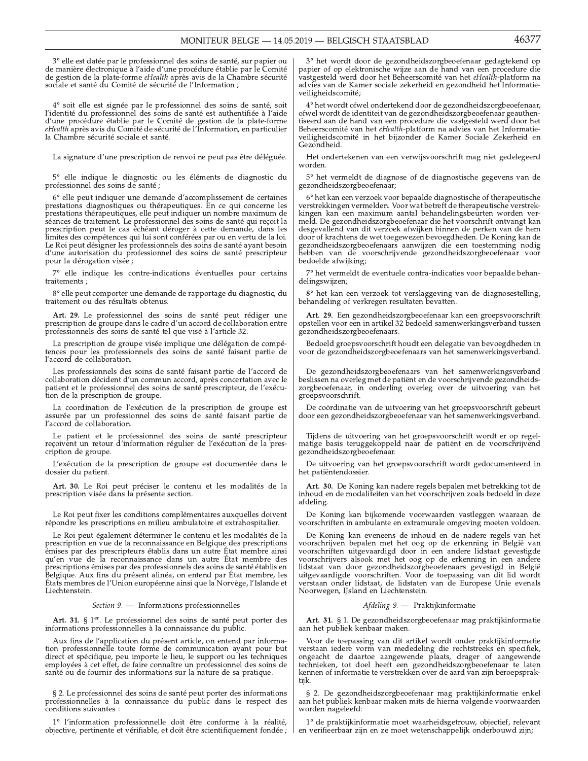3° elle est datée par le professionnel des soins de santé, sur papier ou de manière électronique à l'aide d'une procédure établie par le Comité de gestion de la plate-forme *eHealth* après avis de la Chambre sécurité sociale et santé du Comité de sécurité de l'Information ;

4° soit elle est signée par le professionnel des soins de santé, soit l'identité du professionnel des soins de santé est authentifiée à l'aide d'une procédure établie par le Comité de gestion de la plate-forme *eHealth* après avis du Comité de sécurité de l'Information, en particulier la Chambre sécurité sociale et santé.

La signature d'une prescription de renvoi ne peut pas être déléguée.

5° elle indique le diagnostic ou les éléments de diagnostic du professionnel des soins de santé ;

6° elle peut indiquer une demande d'accomplissement de certaines prestations diagnostiques ou thérapeutiques. En ce qui concerne les prestations thérapeutiques, elle peut indiquer un nombre maximum de séances de traitement. Le professionnel des soins de santé qui reçoit la prescription peut le cas échéant déroger à cette demande, dans les limites des compétences qui lui sont conférées par ou en vertu de la loi. Le Roi peut désigner les professionnels des soins de santé ayant besoin d'une autorisation du professionnel des soins de santé prescripteur pour la dérogation visée ;

7° elle indique les contre-indications éventuelles pour certains traitements ;

8° elle peut comporter une demande de rapportage du diagnostic, du traitement ou des résultats obtenus.

**Art. 29.** Le professionnel des soins de santé peut rédiger une prescription de groupe dans le cadre d'un accord de collaboration entre professionnels des soins de santé tel que visé à l'article 32.

La prescription de groupe visée implique une délégation de compétences pour les professionnels des soins de santé faisant partie de l'accord de collaboration.

Les professionnels des soins de santé faisant partie de l'accord de collaboration décident d'un commun accord, après concertation avec le patient et le professionnel des soins de santé prescripteur, de l'exécution de la prescription de groupe.

La coordination de l'exécution de la prescription de groupe est assurée par un professionnel des soins de santé faisant partie de l'accord de collaboration.

Le patient et le professionnel des soins de santé prescripteur reçoivent un retour d'information régulier de l'exécution de la prescription de groupe.

L'exécution de la prescription de groupe est documentée dans le dossier du patient.

**Art. 30.** Le Roi peut préciser le contenu et les modalités de la prescription visée dans la présente section.

Le Roi peut fixer les conditions complémentaires auxquelles doivent répondre les prescriptions en milieu ambulatoire et extrahospitalier.

Le Roi peut également déterminer le contenu et les modalités de la prescription en vue de la reconnaissance en Belgique des prescriptions émises par des prescripteurs établis dans un autre État membre ainsi qu'en vue de la reconnaissance dans un autre État membre des prescriptions émises par des professionnels des soins de santé établis en Belgique. Aux fins du présent alinéa, on entend par État membre, les États membres de l'Union européenne ainsi que la Norvège, l'Islande et Liechtenstein.

### *Section 9.* — Informations professionnelles

**Art. 31.** § 1er. Le professionnel des soins de santé peut porter des informations professionnelles à la connaissance du public.

Aux fins de l'application du présent article, on entend par information professionnelle toute forme de communication ayant pour but direct et spécifique, peu importe le lieu, le support ou les techniques employées à cet effet, de faire connaître un professionnel des soins de santé ou de fournir des informations sur la nature de sa pratique.

§ 2. Le professionnel des soins de santé peut porter des informations professionnelles à la connaissance du public dans le respect des conditions suivantes :

1° l'information professionnelle doit être conforme à la réalité, objective, pertinente et vérifiable, et doit être scientifiquement fondée ;

3° het wordt door de gezondheidszorgbeoefenaar gedagtekend op papier of op elektronische wijze aan de hand van een procedure die vastgesteld werd door het Beheerscomité van het *eHealth*-platform na advies van de Kamer sociale zekerheid en gezondheid het Informatieveiligheidscomité;

4° het wordt ofwel ondertekend door de gezondheidszorgbeoefenaar, ofwel wordt de identiteit van de gezondheidszorgbeoefenaar geauthentiseerd aan de hand van een procedure die vastgesteld werd door het Beheerscomité van het *eHealth*-platform na advies van het Informatieveiligheidscomité in het bijzonder de Kamer Sociale Zekerheid en Gezondheid.

Het ondertekenen van een verwijsvoorschrift mag niet gedelegeerd worden.

5° het vermeldt de diagnose of de diagnostische gegevens van de gezondheidszorgbeoefenaar;

6° het kan een verzoek voor bepaalde diagnostische of therapeutische verstrekkingen vermelden. Voor wat betreft de therapeutische verstrekkingen kan een maximum aantal behandelingsbeurten worden vermeld. De gezondheidszorgbeoefenaar die het voorschrift ontvangt kan desgevallend van dit verzoek afwijken binnen de perken van de hem door of krachtens de wet toegewezen bevoegdheden. De Koning kan de gezondheidszorgbeoefenaars aanwijzen die een toestemming nodig hebben van de voorschrijvende gezondheidszorgbeoefenaar voor bedoelde afwijking;

7° het vermeldt de eventuele contra-indicaties voor bepaalde behandelingswijzen;

8° het kan een verzoek tot verslaggeving van de diagnosestelling, behandeling of verkregen resultaten bevatten.

**Art. 29.** Een gezondheidszorgbeoefenaar kan een groepsvoorschrift opstellen voor een in artikel 32 bedoeld samenwerkingsverband tussen gezondheidszorgbeoefenaars.

Bedoeld groepsvoorschrift houdt een delegatie van bevoegdheden in voor de gezondheidszorgbeoefenaars van het samenwerkingsverband.

De gezondheidszorgbeoefenaars van het samenwerkingsverband beslissen na overleg met de patiënt en de voorschrijvende gezondheidszorgbeoefenaar, in onderling overleg over de uitvoering van het groepsvoorschrift.

De coördinatie van de uitvoering van het groepsvoorschrift gebeurt door een gezondheidszorgbeoefenaar van het samenwerkingsverband.

Tijdens de uitvoering van het groepsvoorschrift wordt er op regelmatige basis teruggekoppeld naar de patiënt en de voorschrijvend gezondheidszorgbeoefenaar.

De uitvoering van het groepsvoorschrift wordt gedocumenteerd in het patiëntendossier.

**Art. 30.** De Koning kan nadere regels bepalen met betrekking tot de inhoud en de modaliteiten van het voorschrijven zoals bedoeld in deze afdeling.

De Koning kan bijkomende voorwaarden vastleggen waaraan de voorschriften in ambulante en extramurale omgeving moeten voldoen.

De Koning kan eveneens de inhoud en de nadere regels van het voorschrijven bepalen met het oog op de erkenning in België van voorschriften uitgevaardigd door in een andere lidstaat gevestigde voorschrijvers alsook met het oog op de erkenning in een andere lidstaat van door gezondheidszorgbeoefenaars gevestigd in België uitgevaardigde voorschriften. Voor de toepassing van dit lid wordt verstaan onder lidstaat, de lidstaten van de Europese Unie evenals Noorwegen, IJsland en Liechtenstein.

### *Afdeling 9.* — Praktijkinformatie

**Art. 31.** § 1. De gezondheidszorgbeoefenaar mag praktijkinformatie aan het publiek kenbaar maken.

Voor de toepassing van dit artikel wordt onder praktijkinformatie verstaan iedere vorm van mededeling die rechtstreeks en specifiek, ongeacht de daartoe aangewende plaats, drager of aangewende technieken, tot doel heeft een gezondheidszorgbeoefenaar te laten kennen of informatie te verstrekken over de aard van zijn beroepspraktijk.

§ 2. De gezondheidszorgbeoefenaar mag praktijkinformatie enkel aan het publiek kenbaar maken mits de hierna volgende voorwaarden worden nageleefd:

1° de praktijkinformatie moet waarheidsgetrouw, objectief, relevant en verifieerbaar zijn en ze moet wetenschappelijk onderbouwd zijn;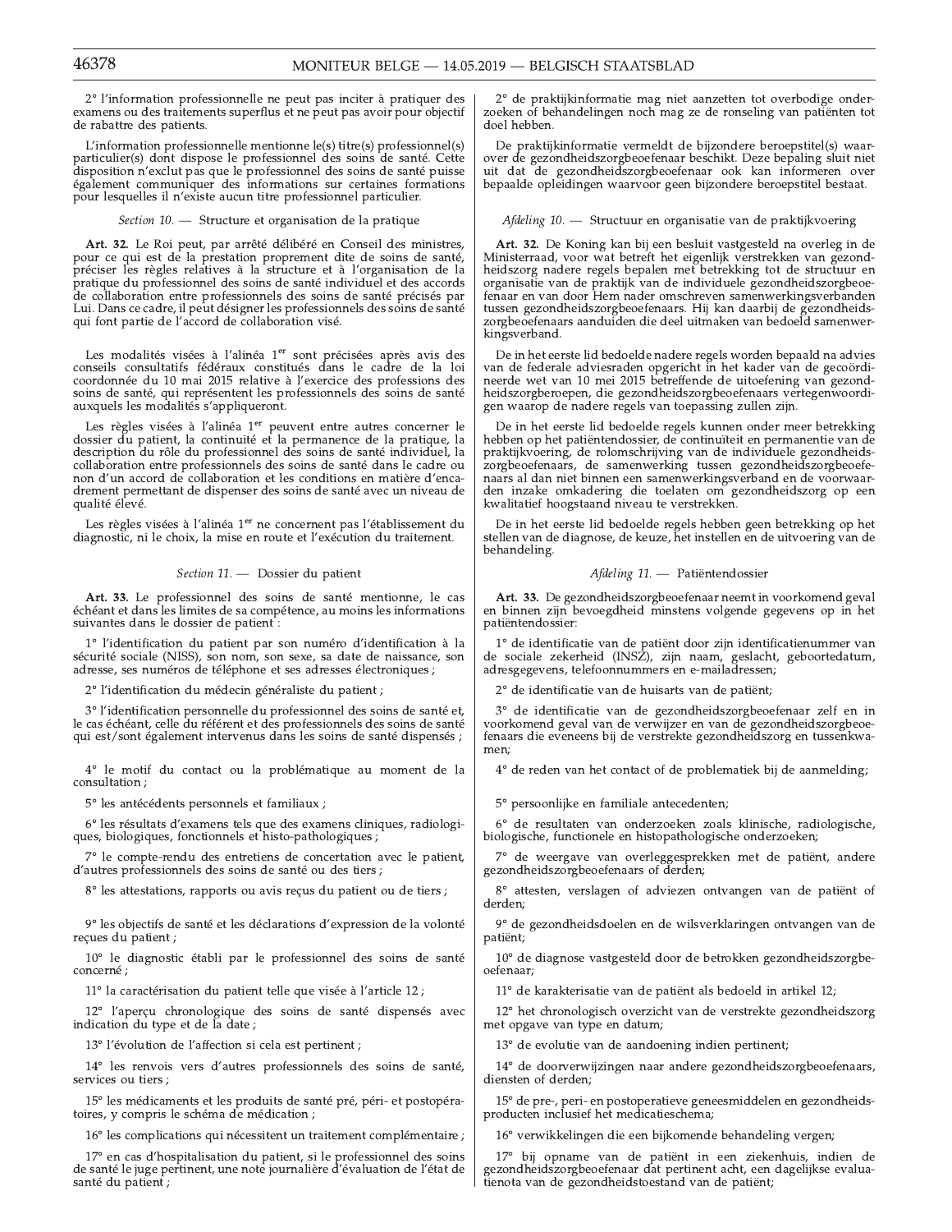2° l'information professionnelle ne peut pas inciter à pratiquer des examens ou des traitements superflus et ne peut pas avoir pour objectif de rabattre des patients.

L'information professionnelle mentionne le(s) titre(s) professionnel(s) particulier(s) dont dispose le professionnel des soins de santé. Cette disposition n'exclut pas que le professionnel des soins de santé puisse également communiquer des informations sur certaines formations pour lesquelles il n'existe aucun titre professionnel particulier.

*Section 10. —* Structure et organisation de la pratique

**Art. 32.** Le Roi peut, par arrêté délibéré en Conseil des ministres, pour ce qui est de la prestation proprement dite de soins de santé, préciser les règles relatives à la structure et à l'organisation de la pratique du professionnel des soins de santé individuel et des accords de collaboration entre professionnels des soins de santé précisés par Lui. Dans ce cadre, il peut désigner les professionnels des soins de santé qui font partie de l'accord de collaboration visé.

Les modalités visées à l'alinéa 1er sont précisées après avis des conseils consultatifs fédéraux constitués dans le cadre de la loi coordonnée du 10 mai 2015 relative à l'exercice des professions des soins de santé, qui représentent les professionnels des soins de santé auxquels les modalités s'appliqueront.

Les règles visées à l'alinéa 1er peuvent entre autres concerner le dossier du patient, la continuité et la permanence de la pratique, la description du rôle du professionnel des soins de santé individuel, la collaboration entre professionnels des soins de santé dans le cadre ou non d'un accord de collaboration et les conditions en matière d'encadrement permettant de dispenser des soins de santé avec un niveau de qualité élevé.

Les règles visées à l'alinéa 1er ne concernent pas l'établissement du diagnostic, ni le choix, la mise en route et l'exécution du traitement.

*Section 11. —* Dossier du patient

**Art. 33.** Le professionnel des soins de santé mentionne, le cas échéant et dans les limites de sa compétence, au moins les informations suivantes dans le dossier de patient :

1° l'identification du patient par son numéro d'identification à la sécurité sociale (NISS), son nom, son sexe, sa date de naissance, son adresse, ses numéros de téléphone et ses adresses électroniques ;

2° l'identification du médecin généraliste du patient ;

3° l'identification personnelle du professionnel des soins de santé et, le cas échéant, celle du référent et des professionnels des soins de santé qui est/sont également intervenus dans les soins de santé dispensés ;

4° le motif du contact ou la problématique au moment de la consultation ;

5° les antécédents personnels et familiaux ;

6° les résultats d'examens tels que des examens cliniques, radiologiques, biologiques, fonctionnels et histo-pathologiques ;

7° le compte-rendu des entretiens de concertation avec le patient, d'autres professionnels des soins de santé ou des tiers ;

8° les attestations, rapports ou avis reçus du patient ou de tiers ;

9° les objectifs de santé et les déclarations d'expression de la volonté reçues du patient ;

10° le diagnostic établi par le professionnel des soins de santé concerné ;

11° la caractérisation du patient telle que visée à l'article 12 ;

12° l'aperçu chronologique des soins de santé dispensés avec indication du type et de la date ;

13° l'évolution de l'affection si cela est pertinent ;

14° les renvois vers d'autres professionnels des soins de santé, services ou tiers ;

15° les médicaments et les produits de santé pré, péri- et postopératoires, y compris le schéma de médication ;

16° les complications qui nécessitent un traitement complémentaire ;

17° en cas d'hospitalisation du patient, si le professionnel des soins de santé le juge pertinent, une note journalière d'évaluation de l'état de santé du patient ;

2° de praktijkinformatie mag niet aanzetten tot overbodige onderzoeken of behandelingen noch mag ze de ronseling van patiënten tot doel hebben.

De praktijkinformatie vermeldt de bijzondere beroepstitel(s) waarover de gezondheidszorgbeoefenaar beschikt. Deze bepaling sluit niet uit dat de gezondheidszorgbeoefenaar ook kan informeren over bepaalde opleidingen waarvoor geen bijzondere beroepstitel bestaat.

*Afdeling 10. —* Structuur en organisatie van de praktijkvoering

**Art. 32.** De Koning kan bij een besluit vastgesteld na overleg in de Ministerraad, voor wat betreft het eigenlijk verstrekken van gezondheidszorg nadere regels bepalen met betrekking tot de structuur en organisatie van de praktijk van de individuele gezondheidszorgbeoefenaar en van door Hem nader omschreven samenwerkingsverbanden tussen gezondheidszorgbeoefenaars. Hij kan daarbij de gezondheidszorgbeoefenaars aanduiden die deel uitmaken van bedoeld samenwerkingsverband.

De in het eerste lid bedoelde nadere regels worden bepaald na advies van de federale adviesraden opgericht in het kader van de gecoördineerde wet van 10 mei 2015 betreffende de uitoefening van gezondheidszorgberoepen, die gezondheidszorgbeoefenaars vertegenwoordigen waarop de nadere regels van toepassing zullen zijn.

De in het eerste lid bedoelde regels kunnen onder meer betrekking hebben op het patiëntendossier, de continuïteit en permanentie van de praktijkvoering, de rolomschrijving van de individuele gezondheidszorgbeoefenaars, de samenwerking tussen gezondheidszorgbeoefenaars al dan niet binnen een samenwerkingsverband en de voorwaarden inzake omkadering die toelaten om gezondheidszorg op een kwalitatief hoogstaand niveau te verstrekken.

De in het eerste lid bedoelde regels hebben geen betrekking op het stellen van de diagnose, de keuze, het instellen en de uitvoering van de behandeling.

*Afdeling 11. —* Patiëntendossier

**Art. 33.** De gezondheidszorgbeoefenaar neemt in voorkomend geval en binnen zijn bevoegdheid minstens volgende gegevens op in het patiëntendossier:

1° de identificatie van de patiënt door zijn identificatienummer van de sociale zekerheid (INSZ), zijn naam, geslacht, geboortedatum, adresgegevens, telefoonnummers en e-mailadressen;

2° de identificatie van de huisarts van de patiënt;

3° de identificatie van de gezondheidszorgbeoefenaar zelf en in voorkomend geval van de verwijzer en van de gezondheidszorgbeoefenaars die eveneens bij de verstrekte gezondheidszorg en tussenkwamen;

4° de reden van het contact of de problematiek bij de aanmelding;

5° persoonlijke en familiale antecedenten;

6° de resultaten van onderzoeken zoals klinische, radiologische, biologische, functionele en histopathologische onderzoeken;

7° de weergave van overleggesprekken met de patiënt, andere gezondheidszorgbeoefenaars of derden;

8° attesten, verslagen of adviezen ontvangen van de patiënt of derden;

9° de gezondheidsdoelen en de wilsverklaringen ontvangen van de patiënt;

10° de diagnose vastgesteld door de betrokken gezondheidszorgbeoefenaar;

11° de karakterisatie van de patiënt als bedoeld in artikel 12;

12° het chronologisch overzicht van de verstrekte gezondheidszorg met opgave van type en datum;

13° de evolutie van de aandoening indien pertinent;

14° de doorverwijzingen naar andere gezondheidszorgbeoefenaars, diensten of derden;

15° de pre-, peri- en postoperatieve geneesmiddelen en gezondheidsproducten inclusief het medicatieschema;

16° verwikkelingen die een bijkomende behandeling vergen;

17° bij opname van de patiënt in een ziekenhuis, indien de gezondheidszorgbeoefenaar dat pertinent acht, een dagelijkse evaluatienota van de gezondheidstoestand van de patiënt;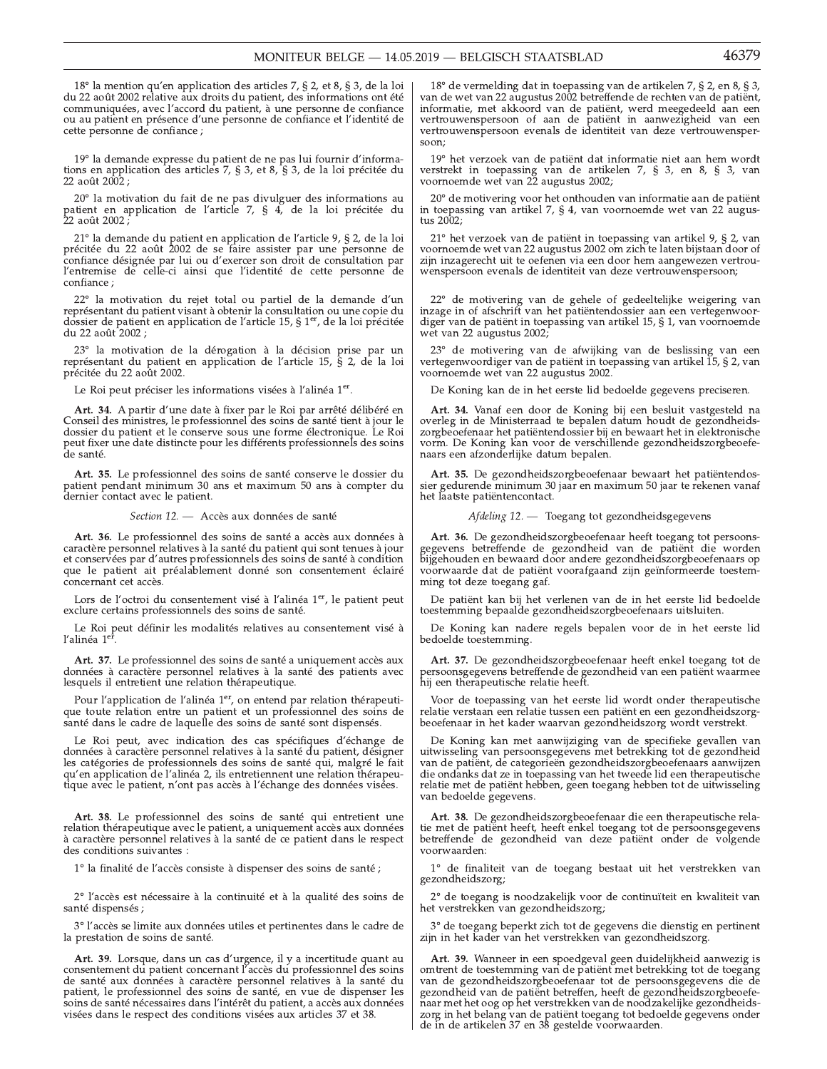18° la mention qu'en application des articles 7, § 2, et 8, § 3, de la loi du 22 août 2002 relative aux droits du patient, des informations ont été communiquées, avec l'accord du patient, à une personne de confiance ou au patient en présence d'une personne de confiance et l'identité de cette personne de confiance ;

19° la demande expresse du patient de ne pas lui fournir d'informations en application des articles 7, § 3, et 8, § 3, de la loi précitée du 22 août 2002 ;

20° la motivation du fait de ne pas divulguer des informations au patient en application de l'article 7, § 4, de la loi précitée du 22 août 2002 ;

21° la demande du patient en application de l'article 9, § 2, de la loi précitée du 22 août 2002 de se faire assister par une personne de confiance désignée par lui ou d'exercer son droit de consultation par l'entremise de celle-ci ainsi que l'identité de cette personne de confiance ;

22° la motivation du rejet total ou partiel de la demande d'un représentant du patient visant à obtenir la consultation ou une copie du dossier de patient en application de l'article 15, § 1er, de la loi précitée du 22 août 2002 ;

23° la motivation de la dérogation à la décision prise par un représentant du patient en application de l'article 15, § 2, de la loi précitée du 22 août 2002.

Le Roi peut préciser les informations visées à l'alinéa 1er.

**Art. 34.** A partir d'une date à fixer par le Roi par arrêté délibéré en Conseil des ministres, le professionnel des soins de santé tient à jour le dossier du patient et le conserve sous une forme électronique. Le Roi peut fixer une date distincte pour les différents professionnels des soins de santé.

**Art. 35.** Le professionnel des soins de santé conserve le dossier du patient pendant minimum 30 ans et maximum 50 ans à compter du dernier contact avec le patient.

*Section 12.* — Accès aux données de santé

**Art. 36.** Le professionnel des soins de santé a accès aux données à caractère personnel relatives à la santé du patient qui sont tenues à jour et conservées par d'autres professionnels des soins de santé à condition que le patient ait préalablement donné son consentement éclairé concernant cet accès.

Lors de l'octroi du consentement visé à l'alinéa 1er, le patient peut exclure certains professionnels des soins de santé.

Le Roi peut définir les modalités relatives au consentement visé à l'alinéa 1er.

**Art. 37.** Le professionnel des soins de santé a uniquement accès aux données à caractère personnel relatives à la santé des patients avec lesquels il entretient une relation thérapeutique.

Pour l'application de l'alinéa 1er, on entend par relation thérapeutique toute relation entre un patient et un professionnel des soins de santé dans le cadre de laquelle des soins de santé sont dispensés.

Le Roi peut, avec indication des cas spécifiques d'échange de données à caractère personnel relatives à la santé du patient, désigner les catégories de professionnels des soins de santé qui, malgré le fait qu'en application de l'alinéa 2, ils entretiennent une relation thérapeutique avec le patient, n'ont pas accès à l'échange des données visées.

**Art. 38.** Le professionnel des soins de santé qui entretient une relation thérapeutique avec le patient, a uniquement accès aux données à caractère personnel relatives à la santé de ce patient dans le respect des conditions suivantes :

1° la finalité de l'accès consiste à dispenser des soins de santé ;

2° l'accès est nécessaire à la continuité et à la qualité des soins de santé dispensés ;

3° l'accès se limite aux données utiles et pertinentes dans le cadre de la prestation de soins de santé.

**Art. 39.** Lorsque, dans un cas d'urgence, il y a incertitude quant au consentement du patient concernant l'accès du professionnel des soins de santé aux données à caractère personnel relatives à la santé du patient, le professionnel des soins de santé, en vue de dispenser les soins de santé nécessaires dans l'intérêt du patient, a accès aux données visées dans le respect des conditions visées aux articles 37 et 38.

18° de vermelding dat in toepassing van de artikelen 7, § 2, en 8, § 3, van de wet van 22 augustus 2002 betreffende de rechten van de patiënt, informatie, met akkoord van de patiënt, werd meegedeeld aan een vertrouwenspersoon of aan de patiënt in aanwezigheid van een vertrouwenspersoon evenals de identiteit van deze vertrouwenspersoon;

19° het verzoek van de patiënt dat informatie niet aan hem wordt verstrekt in toepassing van de artikelen 7, § 3, en 8, § 3, van voornoemde wet van 22 augustus 2002;

20° de motivering voor het onthouden van informatie aan de patiënt in toepassing van artikel 7, § 4, van voornoemde wet van 22 augustus 2002;

21° het verzoek van de patiënt in toepassing van artikel 9, § 2, van voornoemde wet van 22 augustus 2002 om zich te laten bijstaan door of zijn inzagerecht uit te oefenen via een door hem aangewezen vertrouwenspersoon evenals de identiteit van deze vertrouwenspersoon;

22° de motivering van de gehele of gedeeltelijke weigering van inzage in of afschrift van het patiëntendossier aan een vertegenwoordiger van de patiënt in toepassing van artikel 15, § 1, van voornoemde wet van 22 augustus 2002;

23° de motivering van de afwijking van de beslissing van een vertegenwoordiger van de patiënt in toepassing van artikel 15, § 2, van voornoemde wet van 22 augustus 2002.

De Koning kan de in het eerste lid bedoelde gegevens preciseren.

**Art. 34.** Vanaf een door de Koning bij een besluit vastgesteld na overleg in de Ministerraad te bepalen datum houdt de gezondheidszorgbeoefenaar het patiëntendossier bij en bewaart het in elektronische vorm. De Koning kan voor de verschillende gezondheidszorgbeoefenaars een afzonderlijke datum bepalen.

**Art. 35.** De gezondheidszorgbeoefenaar bewaart het patiëntendossier gedurende minimum 30 jaar en maximum 50 jaar te rekenen vanaf het laatste patiëntencontact.

*Afdeling 12.* — Toegang tot gezondheidsgegevens

**Art. 36.** De gezondheidszorgbeoefenaar heeft toegang tot persoonsgegevens betreffende de gezondheid van de patiënt die worden bijgehouden en bewaard door andere gezondheidszorgbeoefenaars op voorwaarde dat de patiënt voorafgaand zijn geïnformeerde toestemming tot deze toegang gaf.

De patiënt kan bij het verlenen van de in het eerste lid bedoelde toestemming bepaalde gezondheidszorgbeoefenaars uitsluiten.

De Koning kan nadere regels bepalen voor de in het eerste lid bedoelde toestemming.

**Art. 37.** De gezondheidszorgbeoefenaar heeft enkel toegang tot de persoonsgegevens betreffende de gezondheid van een patiënt waarmee hij een therapeutische relatie heeft.

Voor de toepassing van het eerste lid wordt onder therapeutische relatie verstaan een relatie tussen een patiënt en een gezondheidszorgbeoefenaar in het kader waarvan gezondheidszorg wordt verstrekt.

De Koning kan met aanwijziging van de specifieke gevallen van uitwisseling van persoonsgegevens met betrekking tot de gezondheid van de patiënt, de categorieën gezondheidszorgbeoefenaars aanwijzen die ondanks dat ze in toepassing van het tweede lid een therapeutische relatie met de patiënt hebben, geen toegang hebben tot de uitwisseling van bedoelde gegevens.

**Art. 38.** De gezondheidszorgbeoefenaar die een therapeutische relatie met de patiënt heeft, heeft enkel toegang tot de persoonsgegevens betreffende de gezondheid van deze patiënt onder de volgende voorwaarden:

1° de finaliteit van de toegang bestaat uit het verstrekken van gezondheidszorg;

2° de toegang is noodzakelijk voor de continuïteit en kwaliteit van het verstrekken van gezondheidszorg;

3° de toegang beperkt zich tot de gegevens die dienstig en pertinent zijn in het kader van het verstrekken van gezondheidszorg.

**Art. 39.** Wanneer in een spoedgeval geen duidelijkheid aanwezig is omtrent de toestemming van de patiënt met betrekking tot de toegang van de gezondheidszorgbeoefenaar tot de persoonsgegevens die de gezondheid van de patiënt betreffen, heeft de gezondheidszorgbeoefenaar met het oog op het verstrekken van de noodzakelijke gezondheidszorg in het belang van de patiënt toegang tot bedoelde gegevens onder de in de artikelen 37 en 38 gestelde voorwaarden.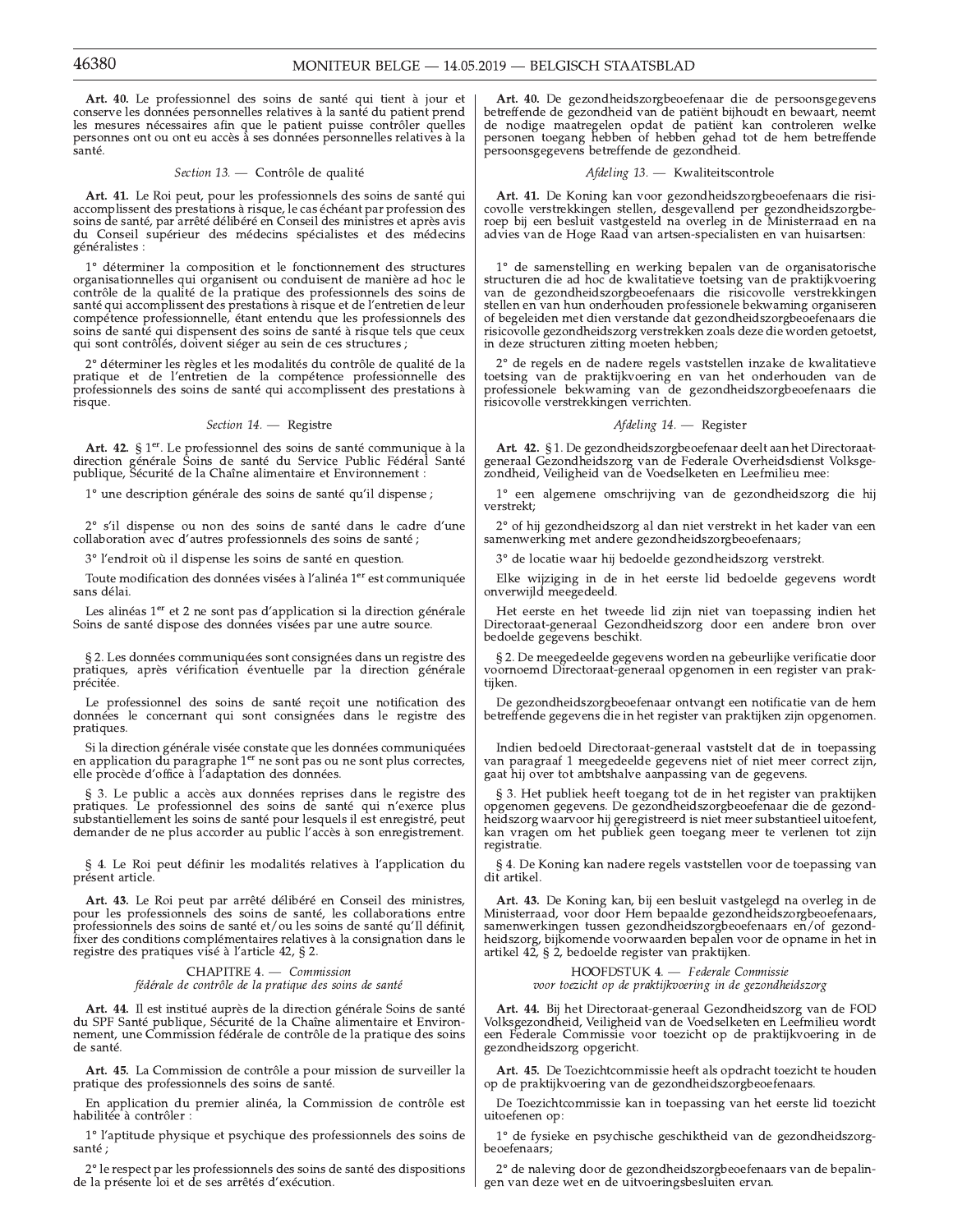**Art. 40.** Le professionnel des soins de santé qui tient à jour et conserve les données personnelles relatives à la santé du patient prend les mesures nécessaires afin que le patient puisse contrôler quelles personnes ont ou ont eu accès à ses données personnelles relatives à la santé.

*Section 13.* — Contrôle de qualité

**Art. 41.** Le Roi peut, pour les professionnels des soins de santé qui accomplissent des prestations à risque, le cas échéant par profession des soins de santé, par arrêté délibéré en Conseil des ministres et après avis du Conseil supérieur des médecins spécialistes et des médecins généralistes :

1° déterminer la composition et le fonctionnement des structures organisationnelles qui organisent ou conduisent de manière ad hoc le contrôle de la qualité de la pratique des professionnels des soins de santé qui accomplissent des prestations à risque et de l'entretien de leur compétence professionnelle, étant entendu que les professionnels des soins de santé qui dispensent des soins de santé à risque tels que ceux qui sont contrôlés, doivent siéger au sein de ces structures ;

2° déterminer les règles et les modalités du contrôle de qualité de la pratique et de l'entretien de la compétence professionnelle des professionnels des soins de santé qui accomplissent des prestations à risque.

*Section 14.* — Registre

**Art. 42.** § 1[er]. Le professionnel des soins de santé communique à la direction générale Soins de santé du Service Public Fédéral Santé publique, Sécurité de la Chaîne alimentaire et Environnement :

1° une description générale des soins de santé qu'il dispense ;

2° s'il dispense ou non des soins de santé dans le cadre d'une collaboration avec d'autres professionnels des soins de santé ;

3° l'endroit où il dispense les soins de santé en question.

Toute modification des données visées à l'alinéa 1[er] est communiquée sans délai.

Les alinéas 1[er] et 2 ne sont pas d'application si la direction générale Soins de santé dispose des données visées par une autre source.

§ 2. Les données communiquées sont consignées dans un registre des pratiques, après vérification éventuelle par la direction générale précitée.

Le professionnel des soins de santé reçoit une notification des données le concernant qui sont consignées dans le registre des pratiques.

Si la direction générale visée constate que les données communiquées en application du paragraphe 1[er] ne sont pas ou ne sont plus correctes, elle procède d'office à l'adaptation des données.

§ 3. Le public a accès aux données reprises dans le registre des pratiques. Le professionnel des soins de santé qui n'exerce plus substantiellement les soins de santé pour lesquels il est enregistré, peut demander de ne plus accorder au public l'accès à son enregistrement.

§ 4. Le Roi peut définir les modalités relatives à l'application du présent article.

**Art. 43.** Le Roi peut par arrêté délibéré en Conseil des ministres, pour les professionnels des soins de santé, les collaborations entre professionnels des soins de santé et/ou les soins de santé qu'Il définit, fixer des conditions complémentaires relatives à la consignation dans le registre des pratiques visé à l'article 42, § 2.

CHAPITRE 4. — *Commission fédérale de contrôle de la pratique des soins de santé*

**Art. 44.** Il est institué auprès de la direction générale Soins de santé du SPF Santé publique, Sécurité de la Chaîne alimentaire et Environnement, une Commission fédérale de contrôle de la pratique des soins de santé.

**Art. 45.** La Commission de contrôle a pour mission de surveiller la pratique des professionnels des soins de santé.

En application du premier alinéa, la Commission de contrôle est habilitée à contrôler :

1° l'aptitude physique et psychique des professionnels des soins de santé ;

2° le respect par les professionnels des soins de santé des dispositions de la présente loi et de ses arrêtés d'exécution.

**Art. 40.** De gezondheidszorgbeoefenaar die de persoonsgegevens betreffende de gezondheid van de patiënt bijhoudt en bewaart, neemt de nodige maatregelen opdat de patiënt kan controleren welke personen toegang hebben of hebben gehad tot de hem betreffende persoonsgegevens betreffende de gezondheid.

*Afdeling 13.* — Kwaliteitscontrole

**Art. 41.** De Koning kan voor gezondheidszorgbeoefenaars die risicovolle verstrekkingen stellen, desgevallend per gezondheidszorgberoep bij een besluit vastgesteld na overleg in de Ministerraad en na advies van de Hoge Raad van artsen-specialisten en van huisartsen:

1° de samenstelling en werking bepalen van de organisatorische structuren die ad hoc de kwalitatieve toetsing van de praktijkvoering van de gezondheidszorgbeoefenaars die risicovolle verstrekkingen stellen en van hun onderhouden professionele bekwaming organiseren of begeleiden met dien verstande dat gezondheidszorgbeoefenaars die risicovolle gezondheidszorg verstrekken zoals deze die worden getoetst, in deze structuren zitting moeten hebben;

2° de regels en de nadere regels vaststellen inzake de kwalitatieve toetsing van de praktijkvoering en van het onderhouden van de professionele bekwaming van de gezondheidszorgbeoefenaars die risicovolle verstrekkingen verrichten.

*Afdeling 14.* — Register

**Art. 42.** § 1. De gezondheidszorgbeoefenaar deelt aan het Directoraat-generaal Gezondheidszorg van de Federale Overheidsdienst Volksgezondheid, Veiligheid van de Voedselketen en Leefmilieu mee:

1° een algemene omschrijving van de gezondheidszorg die hij verstrekt;

2° of hij gezondheidszorg al dan niet verstrekt in het kader van een samenwerking met andere gezondheidszorgbeoefenaars;

3° de locatie waar hij bedoelde gezondheidszorg verstrekt.

Elke wijziging in de in het eerste lid bedoelde gegevens wordt onverwijld meegedeeld.

Het eerste en het tweede lid zijn niet van toepassing indien het Directoraat-generaal Gezondheidszorg door een andere bron over bedoelde gegevens beschikt.

§ 2. De meegedeelde gegevens worden na gebeurlijke verificatie door voornoemd Directoraat-generaal opgenomen in een register van praktijken.

De gezondheidszorgbeoefenaar ontvangt een notificatie van de hem betreffende gegevens die in het register van praktijken zijn opgenomen.

Indien bedoeld Directoraat-generaal vaststelt dat de in toepassing van paragraaf 1 meegedeelde gegevens niet of niet meer correct zijn, gaat hij over tot ambtshalve aanpassing van de gegevens.

§ 3. Het publiek heeft toegang tot de in het register van praktijken opgenomen gegevens. De gezondheidszorgbeoefenaar die de gezondheidszorg waarvoor hij geregistreerd is niet meer substantieel uitoefent, kan vragen om het publiek geen toegang meer te verlenen tot zijn registratie.

§ 4. De Koning kan nadere regels vaststellen voor de toepassing van dit artikel.

**Art. 43.** De Koning kan, bij een besluit vastgelegd na overleg in de Ministerraad, voor door Hem bepaalde gezondheidszorgbeoefenaars, samenwerkingen tussen gezondheidszorgbeoefenaars en/of gezondheidszorg, bijkomende voorwaarden bepalen voor de opname in het in artikel 42, § 2, bedoelde register van praktijken.

HOOFDSTUK 4. — *Federale Commissie voor toezicht op de praktijkvoering in de gezondheidszorg*

**Art. 44.** Bij het Directoraat-generaal Gezondheidszorg van de FOD Volksgezondheid, Veiligheid van de Voedselketen en Leefmilieu wordt een Federale Commissie voor toezicht op de praktijkvoering in de gezondheidszorg opgericht.

**Art. 45.** De Toezichtcommissie heeft als opdracht toezicht te houden op de praktijkvoering van de gezondheidszorgbeoefenaars.

De Toezichtcommissie kan in toepassing van het eerste lid toezicht uitoefenen op:

1° de fysieke en psychische geschiktheid van de gezondheidszorgbeoefenaars;

2° de naleving door de gezondheidszorgbeoefenaars van de bepalingen van deze wet en de uitvoeringsbesluiten ervan.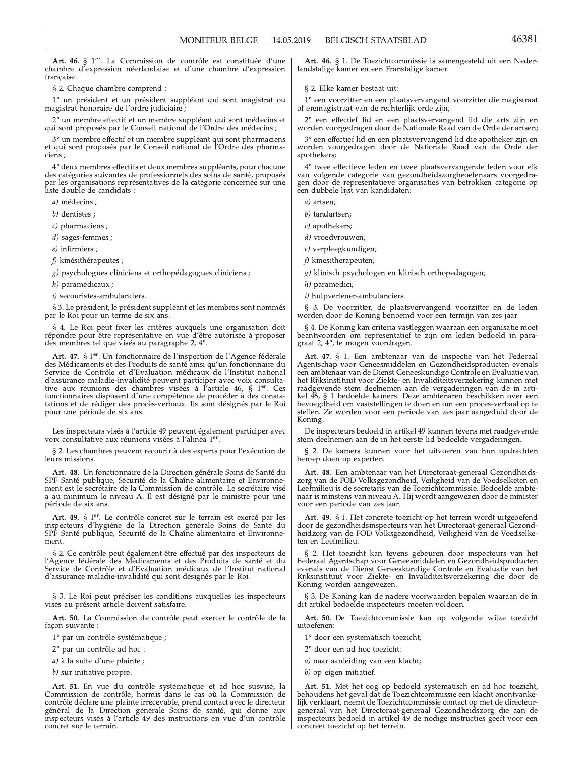**Art. 46.** § 1er. La Commission de contrôle est constituée d'une chambre d'expression néerlandaise et d'une chambre d'expression française.

§ 2. Chaque chambre comprend :

1° un président et un président suppléant qui sont magistrat ou magistrat honoraire de l'ordre judiciaire ;

2° un membre effectif et un membre suppléant qui sont médecins et qui sont proposés par le Conseil national de l'Ordre des médecins ;

3° un membre effectif et un membre suppléant qui sont pharmaciens et qui sont proposés par le Conseil national de l'Ordre des pharmaciens ;

4° deux membres effectifs et deux membres suppléants, pour chacune des catégories suivantes de professionnels des soins de santé, proposés par les organisations représentatives de la catégorie concernée sur une liste double de candidats :

*a)* médecins ;

*b)* dentistes ;

*c)* pharmaciens ;

*d)* sages-femmes ;

*e)* infirmiers ;

*f)* kinésithérapeutes ;

*g)* psychologues cliniciens et orthopédagogues cliniciens ;

*h)* paramédicaux ;

*i)* secouristes-ambulanciers.

§ 3. Le président, le président suppléant et les membres sont nommés par le Roi pour un terme de six ans.

§ 4. Le Roi peut fixer les critères auxquels une organisation doit répondre pour être représentative en vue d'être autorisée à proposer des membres tel que visés au paragraphe 2, 4°.

**Art. 47.** § 1er. Un fonctionnaire de l'inspection de l'Agence fédérale des Médicaments et des Produits de santé ainsi qu'un fonctionnaire du Service de Contrôle et d'Evaluation médicaux de l'Institut national d'assurance maladie-invalidité peuvent participer avec voix consultative aux réunions des chambres visées à l'article 46, § 1er. Ces fonctionnaires disposent d'une compétence de procéder à des constatations et de rédiger des procès-verbaux. Ils sont désignés par le Roi pour une période de six ans.

Les inspecteurs visés à l'article 49 peuvent également participer avec voix consultative aux réunions visées à l'alinéa 1er.

§ 2. Les chambres peuvent recourir à des experts pour l'exécution de leurs missions.

**Art. 48.** Un fonctionnaire de la Direction générale Soins de Santé du SPF Santé publique, Sécurité de la Chaîne alimentaire et Environnement est le secrétaire de la Commission de contrôle. Le secrétaire visé a au minimum le niveau A. Il est désigné par le ministre pour une période de six ans.

**Art. 49.** § 1er. Le contrôle concret sur le terrain est exercé par les inspecteurs d'hygiène de la Direction générale Soins de Santé du SPF Santé publique, Sécurité de la Chaîne alimentaire et Environnement.

§ 2. Ce contrôle peut également être effectué par des inspecteurs de l'Agence fédérale des Médicaments et des Produits de santé et du Service de Contrôle et d'Evaluation médicaux de l'Institut national d'assurance maladie-invalidité qui sont désignés par le Roi.

§ 3. Le Roi peut préciser les conditions auxquelles les inspecteurs visés au présent article doivent satisfaire.

**Art. 50.** La Commission de contrôle peut exercer le contrôle de la façon suivante :

1° par un contrôle systématique ;

2° par un contrôle ad hoc :

*a)* à la suite d'une plainte ;

*b)* sur initiative propre.

**Art. 51.** En vue du contrôle systématique et ad hoc susvisé, la Commission de contrôle, hormis dans le cas où la Commission de contrôle déclare une plainte irrecevable, prend contact avec le directeur général de la Direction générale Soins de santé, qui donne aux inspecteurs visés à l'article 49 des instructions en vue d'un contrôle concret sur le terrain.

**Art. 46.** § 1. De Toezichtcommissie is samengesteld uit een Nederlandstalige kamer en een Franstalige kamer.

§ 2. Elke kamer bestaat uit:

1° een voorzitter en een plaatsvervangend voorzitter die magistraat of eremagistraat van de rechterlijk orde zijn;

2° een effectief lid en een plaatsvervangend lid die arts zijn en worden voorgedragen door de Nationale Raad van de Orde der artsen;

3° een effectief lid en een plaatsvervangend lid die apotheker zijn en worden voorgedragen door de Nationale Raad van de Orde der apothekers;

4° twee effectieve leden en twee plaatsvervangende leden voor elk van volgende categorie van gezondheidszorgbeoefenaars voorgedragen door de representatieve organisaties van betrokken categorie op een dubbele lijst van kandidaten:

*a)* artsen;

*b)* tandartsen;

*c)* apothekers;

*d)* vroedvrouwen;

*e)* verpleegkundigen;

*f)* kinesitherapeuten;

*g)* klinisch psychologen en klinisch orthopedagogen;

*h)* paramedici;

*i)* hulpverlener-ambulanciers.

§ 3. De voorzitter, de plaatsvervangend voorzitter en de leden worden door de Koning benoemd voor een termijn van zes jaar

§ 4. De Koning kan criteria vastleggen waaraan een organisatie moet beantwoorden om representatief te zijn om leden bedoeld in paragraaf 2, 4°, te mogen voordragen.

**Art. 47.** § 1. Een ambtenaar van de inspectie van het Federaal Agentschap voor Geneesmiddelen en Gezondheidsproducten evenals een ambtenaar van de Dienst Geneeskundige Controle en Evaluatie van het Rijksinstituut voor Ziekte- en Invaliditeitsverzekering kunnen met raadgevende stem deelnemen aan de vergaderingen van de in artikel 46, § 1 bedoelde kamers. Deze ambtenaren beschikken over een bevoegdheid om vaststellingen te doen en om een proces-verbaal op te stellen. Ze worden voor een periode van zes jaar aangeduid door de Koning.

De inspecteurs bedoeld in artikel 49 kunnen tevens met raadgevende stem deelnemen aan de in het eerste lid bedoelde vergaderingen.

§ 2. De kamers kunnen voor het uitvoeren van hun opdrachten beroep doen op experten.

**Art. 48.** Een ambtenaar van het Directoraat-generaal Gezondheidszorg van de FOD Volksgezondheid, Veiligheid van de Voedselketen en Leefmilieu is de secretaris van de Toezichtcommissie. Bedoelde ambtenaar is minstens van niveau A. Hij wordt aangewezen door de minister voor een periode van zes jaar.

**Art. 49.** § 1. Het concrete toezicht op het terrein wordt uitgeoefend door de gezondheidsinspecteurs van het Directoraat-generaal Gezondheidzorg van de FOD Volksgezondheid, Veiligheid van de Voedselketen en Leefmilieu.

§ 2. Het toezicht kan tevens gebeuren door inspecteurs van het Federaal Agentschap voor Geneesmiddelen en Gezondheidsproducten evenals van de Dienst Geneeskundige Controle en Evaluatie van het Rijksinstituut voor Ziekte- en Invaliditeitsverzekering die door de Koning worden aangewezen.

§ 3. De Koning kan de nadere voorwaarden bepalen waaraan de in dit artikel bedoelde inspecteurs moeten voldoen.

**Art. 50.** De Toezichtcommissie kan op volgende wijze toezicht uitoefenen:

1° door een systematisch toezicht;

2° door een ad hoc toezicht:

*a)* naar aanleiding van een klacht;

*b)* op eigen initiatief.

**Art. 51.** Met het oog op bedoeld systematisch en ad hoc toezicht, behoudens het geval dat de Toezichtcommissie een klacht onontvankelijk verklaart, neemt de Toezichtcommissie contact op met de directeur-generaal van het Directoraat-generaal Gezondheidszorg die aan de inspecteurs bedoeld in artikel 49 de nodige instructies geeft voor een concreet toezicht op het terrein.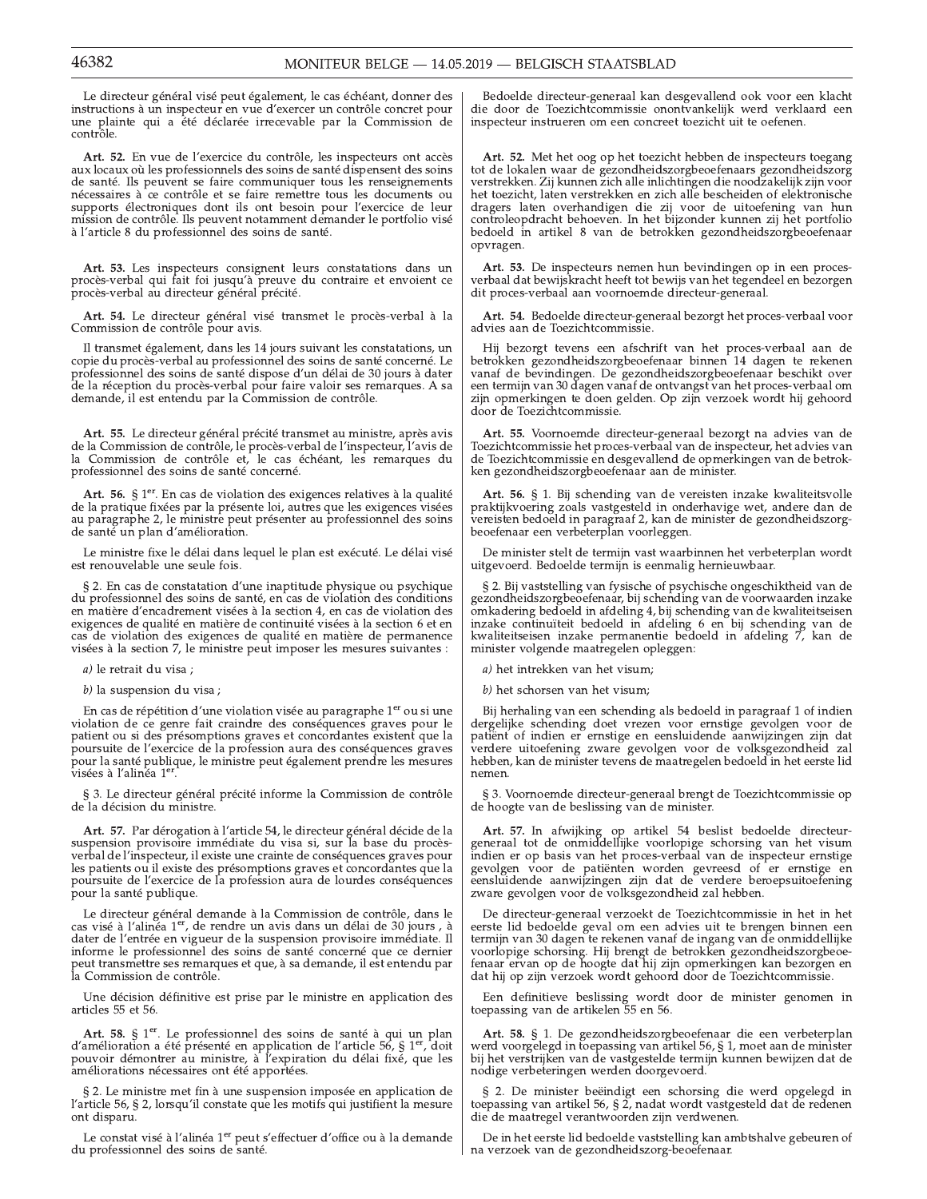Le directeur général visé peut également, le cas échéant, donner des instructions à un inspecteur en vue d'exercer un contrôle concret pour une plainte qui a été déclarée irrecevable par la Commission de contrôle.

**Art. 52.** En vue de l'exercice du contrôle, les inspecteurs ont accès aux locaux où les professionnels des soins de santé dispensent des soins de santé. Ils peuvent se faire communiquer tous les renseignements nécessaires à ce contrôle et se faire remettre tous les documents ou supports électroniques dont ils ont besoin pour l'exercice de leur mission de contrôle. Ils peuvent notamment demander le portfolio visé à l'article 8 du professionnel des soins de santé.

**Art. 53.** Les inspecteurs consignent leurs constatations dans un procès-verbal qui fait foi jusqu'à preuve du contraire et envoient ce procès-verbal au directeur général précité.

**Art. 54.** Le directeur général visé transmet le procès-verbal à la Commission de contrôle pour avis.

Il transmet également, dans les 14 jours suivant les constatations, un copie du procès-verbal au professionnel des soins de santé concerné. Le professionnel des soins de santé dispose d'un délai de 30 jours à dater de la réception du procès-verbal pour faire valoir ses remarques. A sa demande, il est entendu par la Commission de contrôle.

**Art. 55.** Le directeur général précité transmet au ministre, après avis de la Commission de contrôle, le procès-verbal de l'inspecteur, l'avis de la Commission de contrôle et, le cas échéant, les remarques du professionnel des soins de santé concerné.

**Art. 56.** § 1er. En cas de violation des exigences relatives à la qualité de la pratique fixées par la présente loi, autres que les exigences visées au paragraphe 2, le ministre peut présenter au professionnel des soins de santé un plan d'amélioration.

Le ministre fixe le délai dans lequel le plan est exécuté. Le délai visé est renouvelable une seule fois.

§ 2. En cas de constatation d'une inaptitude physique ou psychique du professionnel des soins de santé, en cas de violation des conditions en matière d'encadrement visées à la section 4, en cas de violation des exigences de qualité en matière de continuité visées à la section 6 et en cas de violation des exigences de qualité en matière de permanence visées à la section 7, le ministre peut imposer les mesures suivantes :

*a)* le retrait du visa ;

*b)* la suspension du visa ;

En cas de répétition d'une violation visée au paragraphe 1er ou si une violation de ce genre fait craindre des conséquences graves pour le patient ou si des présomptions graves et concordantes existent que la poursuite de l'exercice de la profession aura des conséquences graves pour la santé publique, le ministre peut également prendre les mesures visées à l'alinéa 1er.

§ 3. Le directeur général précité informe la Commission de contrôle de la décision du ministre.

**Art. 57.** Par dérogation à l'article 54, le directeur général décide de la suspension provisoire immédiate du visa si, sur la base du procès-verbal de l'inspecteur, il existe une crainte de conséquences graves pour les patients ou il existe des présomptions graves et concordantes que la poursuite de l'exercice de la profession aura de lourdes conséquences pour la santé publique.

Le directeur général demande à la Commission de contrôle, dans le cas visé à l'alinéa 1er, de rendre un avis dans un délai de 30 jours , à dater de l'entrée en vigueur de la suspension provisoire immédiate. Il informe le professionnel des soins de santé concerné que ce dernier peut transmettre ses remarques et que, à sa demande, il est entendu par la Commission de contrôle.

Une décision définitive est prise par le ministre en application des articles 55 et 56.

**Art. 58.** § 1er. Le professionnel des soins de santé à qui un plan d'amélioration a été présenté en application de l'article 56, § 1er, doit pouvoir démontrer au ministre, à l'expiration du délai fixé, que les améliorations nécessaires ont été apportées.

§ 2. Le ministre met fin à une suspension imposée en application de l'article 56, § 2, lorsqu'il constate que les motifs qui justifient la mesure ont disparu.

Le constat visé à l'alinéa 1er peut s'effectuer d'office ou à la demande du professionnel des soins de santé.

Bedoelde directeur-generaal kan desgevallend ook voor een klacht die door de Toezichtcommissie onontvankelijk werd verklaard een inspecteur instrueren om een concreet toezicht uit te oefenen.

**Art. 52.** Met het oog op het toezicht hebben de inspecteurs toegang tot de lokalen waar de gezondheidszorgbeoefenaars gezondheidszorg verstrekken. Zij kunnen zich alle inlichtingen die noodzakelijk zijn voor het toezicht, laten verstrekken en zich alle bescheiden of elektronische dragers laten overhandigen die zij voor de uitoefening van hun controleopdracht behoeven. In het bijzonder kunnen zij het portfolio bedoeld in artikel 8 van de betrokken gezondheidszorgbeoefenaar opvragen.

**Art. 53.** De inspecteurs nemen hun bevindingen op in een proces-verbaal dat bewijskracht heeft tot bewijs van het tegendeel en bezorgen dit proces-verbaal aan voornoemde directeur-generaal.

**Art. 54.** Bedoelde directeur-generaal bezorgt het proces-verbaal voor advies aan de Toezichtcommissie.

Hij bezorgt tevens een afschrift van het proces-verbaal aan de betrokken gezondheidszorgbeoefenaar binnen 14 dagen te rekenen vanaf de bevindingen. De gezondheidszorgbeoefenaar beschikt over een termijn van 30 dagen vanaf de ontvangst van het proces-verbaal om zijn opmerkingen te doen gelden. Op zijn verzoek wordt hij gehoord door de Toezichtcommissie.

**Art. 55.** Voornoemde directeur-generaal bezorgt na advies van de Toezichtcommissie het proces-verbaal van de inspecteur, het advies van de Toezichtcommissie en desgevallend de opmerkingen van de betrokken gezondheidszorgbeoefenaar aan de minister.

**Art. 56.** § 1. Bij schending van de vereisten inzake kwaliteitsvolle praktijkvoering zoals vastgesteld in onderhavige wet, andere dan de vereisten bedoeld in paragraaf 2, kan de minister de gezondheidszorgbeoefenaar een verbeterplan voorleggen.

De minister stelt de termijn vast waarbinnen het verbeterplan wordt uitgevoerd. Bedoelde termijn is eenmalig hernieuwbaar.

§ 2. Bij vaststelling van fysische of psychische ongeschiktheid van de gezondheidszorgbeoefenaar, bij schending van de voorwaarden inzake omkadering bedoeld in afdeling 4, bij schending van de kwaliteitseisen inzake continuïteit bedoeld in afdeling 6 en bij schending van de kwaliteitseisen inzake permanentie bedoeld in afdeling 7, kan de minister volgende maatregelen opleggen:

*a)* het intrekken van het visum;

*b)* het schorsen van het visum;

Bij herhaling van een schending als bedoeld in paragraaf 1 of indien dergelijke schending doet vrezen voor ernstige gevolgen voor de patiënt of indien er ernstige en eensluidende aanwijzingen zijn dat verdere uitoefening zware gevolgen voor de volksgezondheid zal hebben, kan de minister tevens de maatregelen bedoeld in het eerste lid nemen.

§ 3. Voornoemde directeur-generaal brengt de Toezichtcommissie op de hoogte van de beslissing van de minister.

**Art. 57.** In afwijking op artikel 54 beslist bedoelde directeur-generaal tot de onmiddellijke voorlopige schorsing van het visum indien er op basis van het proces-verbaal van de inspecteur ernstige gevolgen voor de patiënten worden gevreesd of er ernstige en eensluidende aanwijzingen zijn dat de verdere beroepsuitoefening zware gevolgen voor de volksgezondheid zal hebben.

De directeur-generaal verzoekt de Toezichtcommissie in het in het eerste lid bedoelde geval om een advies uit te brengen binnen een termijn van 30 dagen te rekenen vanaf de ingang van de onmiddellijke voorlopige schorsing. Hij brengt de betrokken gezondheidszorgbeoefenaar ervan op de hoogte dat hij zijn opmerkingen kan bezorgen en dat hij op zijn verzoek wordt gehoord door de Toezichtcommissie.

Een definitieve beslissing wordt door de minister genomen in toepassing van de artikelen 55 en 56.

**Art. 58.** § 1. De gezondheidszorgbeoefenaar die een verbeterplan werd voorgelegd in toepassing van artikel 56, § 1, moet aan de minister bij het verstrijken van de vastgestelde termijn kunnen bewijzen dat de nodige verbeteringen werden doorgevoerd.

§ 2. De minister beëindigt een schorsing die werd opgelegd in toepassing van artikel 56, § 2, nadat wordt vastgesteld dat de redenen die de maatregel verantwoorden zijn verdwenen.

De in het eerste lid bedoelde vaststelling kan ambtshalve gebeuren of na verzoek van de gezondheidszorg-beoefenaar.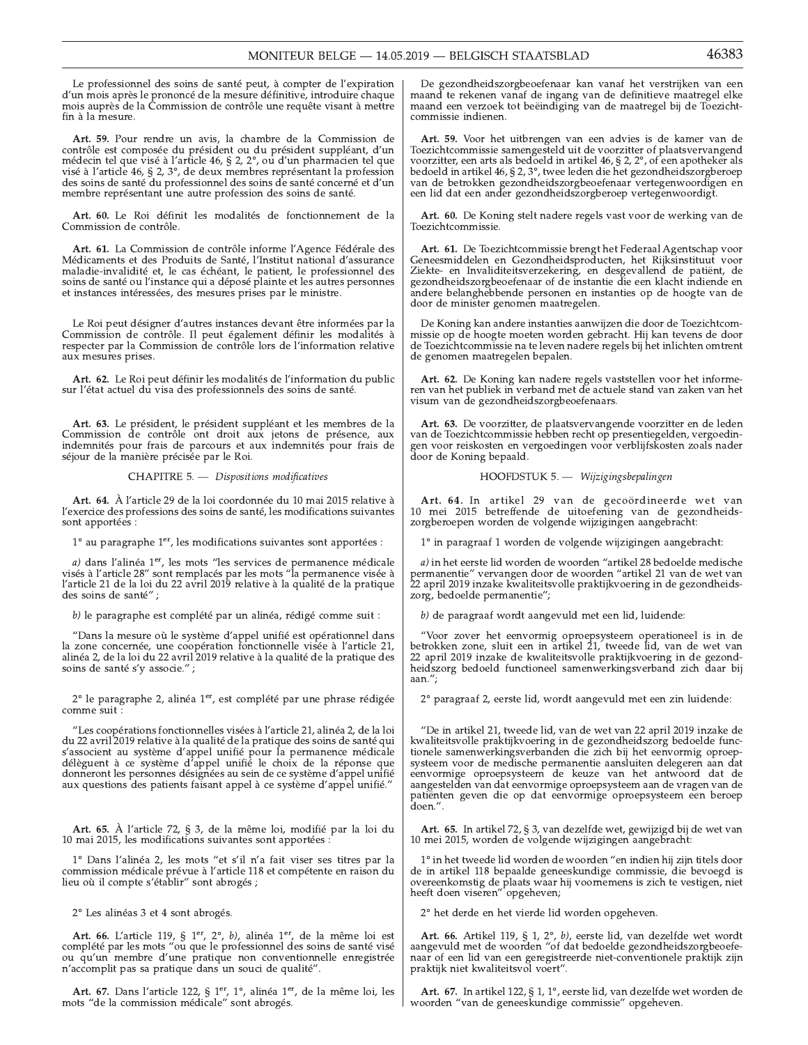Le professionnel des soins de santé peut, à compter de l'expiration d'un mois après le prononcé de la mesure définitive, introduire chaque mois auprès de la Commission de contrôle une requête visant à mettre fin à la mesure.

**Art. 59.** Pour rendre un avis, la chambre de la Commission de contrôle est composée du président ou du président suppléant, d'un médecin tel que visé à l'article 46, § 2, 2°, ou d'un pharmacien tel que visé à l'article 46, § 2, 3°, de deux membres représentant la profession des soins de santé du professionnel des soins de santé concerné et d'un membre représentant une autre profession des soins de santé.

**Art. 60.** Le Roi définit les modalités de fonctionnement de la Commission de contrôle.

**Art. 61.** La Commission de contrôle informe l'Agence Fédérale des Médicaments et des Produits de Santé, l'Institut national d'assurance maladie-invalidité et, le cas échéant, le patient, le professionnel des soins de santé ou l'instance qui a déposé plainte et les autres personnes et instances intéressées, des mesures prises par le ministre.

Le Roi peut désigner d'autres instances devant être informées par la Commission de contrôle. Il peut également définir les modalités à respecter par la Commission de contrôle lors de l'information relative aux mesures prises.

**Art. 62.** Le Roi peut définir les modalités de l'information du public sur l'état actuel du visa des professionnels des soins de santé.

**Art. 63.** Le président, le président suppléant et les membres de la Commission de contrôle ont droit aux jetons de présence, aux indemnités pour frais de parcours et aux indemnités pour frais de séjour de la manière précisée par le Roi.

CHAPITRE 5. — *Dispositions modificatives*

**Art. 64.** À l'article 29 de la loi coordonnée du 10 mai 2015 relative à l'exercice des professions des soins de santé, les modifications suivantes sont apportées :

1° au paragraphe 1er, les modifications suivantes sont apportées :

*a)* dans l'alinéa 1er, les mots "les services de permanence médicale visés à l'article 28" sont remplacés par les mots "la permanence visée à l'article 21 de la loi du 22 avril 2019 relative à la qualité de la pratique des soins de santé" ;

*b)* le paragraphe est complété par un alinéa, rédigé comme suit :

"Dans la mesure où le système d'appel unifié est opérationnel dans la zone concernée, une coopération fonctionnelle visée à l'article 21, alinéa 2, de la loi du 22 avril 2019 relative à la qualité de la pratique des soins de santé s'y associe." ;

2° le paragraphe 2, alinéa 1er, est complété par une phrase rédigée comme suit :

"Les coopérations fonctionnelles visées à l'article 21, alinéa 2, de la loi du 22 avril 2019 relative à la qualité de la pratique des soins de santé qui s'associent au système d'appel unifié pour la permanence médicale délèguent à ce système d'appel unifié le choix de la réponse que donneront les personnes désignées au sein de ce système d'appel unifié aux questions des patients faisant appel à ce système d'appel unifié."

**Art. 65.** À l'article 72, § 3, de la même loi, modifié par la loi du 10 mai 2015, les modifications suivantes sont apportées :

1° Dans l'alinéa 2, les mots "et s'il n'a fait viser ses titres par la commission médicale prévue à l'article 118 et compétente en raison du lieu où il compte s'établir" sont abrogés ;

2° Les alinéas 3 et 4 sont abrogés.

**Art. 66.** L'article 119, § 1er, 2°, *b)*, alinéa 1er, de la même loi est complété par les mots "ou que le professionnel des soins de santé visé ou qu'un membre d'une pratique non conventionnelle enregistrée n'accomplit pas sa pratique dans un souci de qualité".

**Art. 67.** Dans l'article 122, § 1er, 1°, alinéa 1er, de la même loi, les mots "de la commission médicale" sont abrogés.

De gezondheidszorgbeoefenaar kan vanaf het verstrijken van een maand te rekenen vanaf de ingang van de definitieve maatregel elke maand een verzoek tot beëindiging van de maatregel bij de Toezichtcommissie indienen.

**Art. 59.** Voor het uitbrengen van een advies is de kamer van de Toezichtcommissie samengesteld uit de voorzitter of plaatsvervangend voorzitter, een arts als bedoeld in artikel 46, § 2, 2°, of een apotheker als bedoeld in artikel 46, § 2, 3°, twee leden die het gezondheidszorgberoep van de betrokken gezondheidszorgbeoefenaar vertegenwoordigen en een lid dat een ander gezondheidszorgberoep vertegenwoordigt.

**Art. 60.** De Koning stelt nadere regels vast voor de werking van de Toezichtcommissie.

**Art. 61.** De Toezichtcommissie brengt het Federaal Agentschap voor Geneesmiddelen en Gezondheidsproducten, het Rijksinstituut voor Ziekte- en Invaliditeitsverzekering, en desgevallend de patiënt, de gezondheidszorgbeoefenaar of de instantie die een klacht indiende en andere belanghebbende personen en instanties op de hoogte van de door de minister genomen maatregelen.

De Koning kan andere instanties aanwijzen die door de Toezichtcommissie op de hoogte moeten worden gebracht. Hij kan tevens de door de Toezichtcommissie na te leven nadere regels bij het inlichten omtrent de genomen maatregelen bepalen.

**Art. 62.** De Koning kan nadere regels vaststellen voor het informeren van het publiek in verband met de actuele stand van zaken van het visum van de gezondheidszorgbeoefenaars.

**Art. 63.** De voorzitter, de plaatsvervangende voorzitter en de leden van de Toezichtcommissie hebben recht op presentiegelden, vergoedingen voor reiskosten en vergoedingen voor verblijfskosten zoals nader door de Koning bepaald.

HOOFDSTUK 5. — *Wijzigingsbepalingen*

**Art. 64.** In artikel 29 van de gecoördineerde wet van 10 mei 2015 betreffende de uitoefening van de gezondheidszorgberoepen worden de volgende wijzigingen aangebracht:

1° in paragraaf 1 worden de volgende wijzigingen aangebracht:

*a)* in het eerste lid worden de woorden "artikel 28 bedoelde medische permanentie" vervangen door de woorden "artikel 21 van de wet van 22 april 2019 inzake kwaliteitsvolle praktijkvoering in de gezondheidszorg, bedoelde permanentie";

*b)* de paragraaf wordt aangevuld met een lid, luidende:

"Voor zover het eenvormig oproepsysteem operationeel is in de betrokken zone, sluit een in artikel 21, tweede lid, van de wet van 22 april 2019 inzake de kwaliteitsvolle praktijkvoering in de gezondheidszorg bedoeld functioneel samenwerkingsverband zich daar bij aan.";

2° paragraaf 2, eerste lid, wordt aangevuld met een zin luidende:

"De in artikel 21, tweede lid, van de wet van 22 april 2019 inzake de kwaliteitsvolle praktijkvoering in de gezondheidszorg bedoelde functionele samenwerkingsverbanden die zich bij het eenvormig oproepsysteem voor de medische permanentie aansluiten delegeren aan dat eenvormige oproepsysteem de keuze van het antwoord dat de aangestelden van dat eenvormige oproepsysteem aan de vragen van de patiënten geven die op dat eenvormige oproepsysteem een beroep doen.".

**Art. 65.** In artikel 72, § 3, van dezelfde wet, gewijzigd bij de wet van 10 mei 2015, worden de volgende wijzigingen aangebracht:

1° in het tweede lid worden de woorden "en indien hij zijn titels door de in artikel 118 bepaalde geneeskundige commissie, die bevoegd is overeenkomstig de plaats waar hij voornemens is zich te vestigen, niet heeft doen viseren" opgeheven;

2° het derde en het vierde lid worden opgeheven.

**Art. 66.** Artikel 119, § 1, 2°, *b)*, eerste lid, van dezelfde wet wordt aangevuld met de woorden "of dat bedoelde gezondheidszorgbeoefenaar of een lid van een geregistreerde niet-conventionele praktijk zijn praktijk niet kwaliteitsvol voert".

**Art. 67.** In artikel 122, § 1, 1°, eerste lid, van dezelfde wet worden de woorden "van de geneeskundige commissie" opgeheven.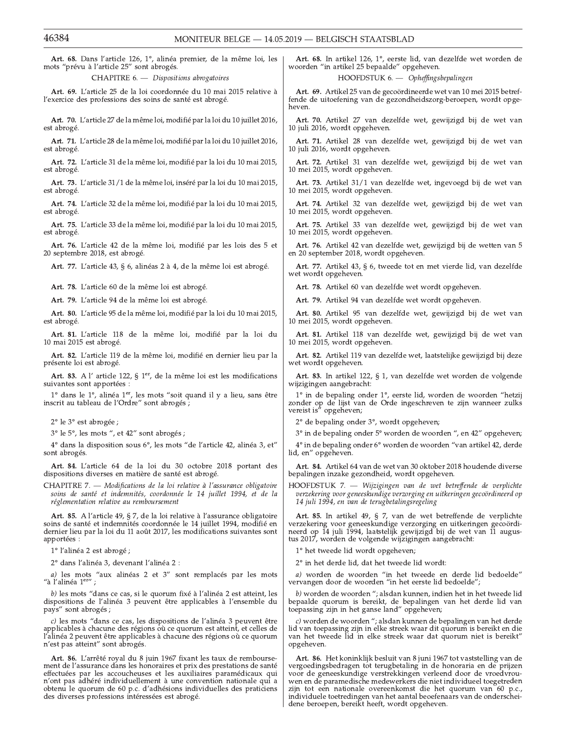**Art. 68.** Dans l'article 126, 1°, alinéa premier, de la même loi, les mots "prévu à l'article 25" sont abrogés.

CHAPITRE 6. — *Dispositions abrogatoires*

**Art. 69.** L'article 25 de la loi coordonnée du 10 mai 2015 relative à l'exercice des professions des soins de santé est abrogé.

**Art. 70.** L'article 27 de la même loi, modifié par la loi du 10 juillet 2016, est abrogé.

**Art. 71.** L'article 28 de la même loi, modifié par la loi du 10 juillet 2016, est abrogé.

**Art. 72.** L'article 31 de la même loi, modifié par la loi du 10 mai 2015, est abrogé.

**Art. 73.** L'article 31/1 de la même loi, inséré par la loi du 10 mai 2015, est abrogé.

**Art. 74.** L'article 32 de la même loi, modifié par la loi du 10 mai 2015, est abrogé.

**Art. 75.** L'article 33 de la même loi, modifié par la loi du 10 mai 2015, est abrogé.

**Art. 76.** L'article 42 de la même loi, modifié par les lois des 5 et 20 septembre 2018, est abrogé.

**Art. 77.** L'article 43, § 6, alinéas 2 à 4, de la même loi est abrogé.

**Art. 78.** L'article 60 de la même loi est abrogé.

**Art. 79.** L'article 94 de la même loi est abrogé.

**Art. 80.** L'article 95 de la même loi, modifié par la loi du 10 mai 2015, est abrogé.

**Art. 81.** L'article 118 de la même loi, modifié par la loi du 10 mai 2015 est abrogé.

**Art. 82.** L'article 119 de la même loi, modifié en dernier lieu par la présente loi est abrogé.

**Art. 83.** A l' article 122, § 1er, de la même loi est les modifications suivantes sont apportées :

1° dans le 1°, alinéa 1er, les mots "soit quand il y a lieu, sans être inscrit au tableau de l'Ordre" sont abrogés ;

2° le 3° est abrogée ;

3° le 5°, les mots ", et 42" sont abrogés ;

4° dans la disposition sous 6°, les mots "de l'article 42, alinéa 3, et" sont abrogés.

**Art. 84.** L'article 64 de la loi du 30 octobre 2018 portant des dispositions diverses en matière de santé est abrogé.

CHAPITRE 7. — *Modifications de la loi relative à l'assurance obligatoire soins de santé et indemnités, coordonnée le 14 juillet 1994, et de la réglementation relative au remboursement*

**Art. 85.** A l'article 49, § 7, de la loi relative à l'assurance obligatoire soins de santé et indemnités coordonnée le 14 juillet 1994, modifié en dernier lieu par la loi du 11 août 2017, les modifications suivantes sont apportées :

1° l'alinéa 2 est abrogé ;

2° dans l'alinéa 3, devenant l'alinéa 2 :

*a)* les mots "aux alinéas 2 et 3" sont remplacés par les mots "à l'alinéa 1er" ;

*b)* les mots "dans ce cas, si le quorum fixé à l'alinéa 2 est atteint, les dispositions de l'alinéa 3 peuvent être applicables à l'ensemble du pays" sont abrogés ;

*c)* les mots "dans ce cas, les dispositions de l'alinéa 3 peuvent être applicables à chacune des régions où ce quorum est atteint, et celles de l'alinéa 2 peuvent être applicables à chacune des régions où ce quorum n'est pas atteint" sont abrogés.

**Art. 86.** L'arrêté royal du 8 juin 1967 fixant les taux de remboursement de l'assurance dans les honoraires et prix des prestations de santé effectuées par les accoucheuses et les auxiliaires paramédicaux qui n'ont pas adhéré individuellement à une convention nationale qui a obtenu le quorum de 60 p.c. d'adhésions individuelles des praticiens des diverses professions intéressées est abrogé.

**Art. 68.** In artikel 126, 1°, eerste lid, van dezelfde wet worden de woorden "in artikel 25 bepaalde" opgeheven.

HOOFDSTUK 6. — *Opheffingsbepalingen*

**Art. 69.** Artikel 25 van de gecoördineerde wet van 10 mei 2015 betreffende de uitoefening van de gezondheidszorg-beroepen, wordt opgeheven.

**Art. 70.** Artikel 27 van dezelfde wet, gewijzigd bij de wet van 10 juli 2016, wordt opgeheven.

**Art. 71.** Artikel 28 van dezelfde wet, gewijzigd bij de wet van 10 juli 2016, wordt opgeheven.

**Art. 72.** Artikel 31 van dezelfde wet, gewijzigd bij de wet van 10 mei 2015, wordt opgeheven.

**Art. 73.** Artikel 31/1 van dezelfde wet, ingevoegd bij de wet van 10 mei 2015, wordt opgeheven.

**Art. 74.** Artikel 32 van dezelfde wet, gewijzigd bij de wet van 10 mei 2015, wordt opgeheven.

**Art. 75.** Artikel 33 van dezelfde wet, gewijzigd bij de wet van 10 mei 2015, wordt opgeheven.

**Art. 76.** Artikel 42 van dezelfde wet, gewijzigd bij de wetten van 5 en 20 september 2018, wordt opgeheven.

**Art. 77.** Artikel 43, § 6, tweede tot en met vierde lid, van dezelfde wet wordt opgeheven.

**Art. 78.** Artikel 60 van dezelfde wet wordt opgeheven.

**Art. 79.** Artikel 94 van dezelfde wet wordt opgeheven.

**Art. 80.** Artikel 95 van dezelfde wet, gewijzigd bij de wet van 10 mei 2015, wordt opgeheven.

**Art. 81.** Artikel 118 van dezelfde wet, gewijzigd bij de wet van 10 mei 2015, wordt opgeheven.

**Art. 82.** Artikel 119 van dezelfde wet, laatstelijk gewijzigd bij deze wet wordt opgeheven.

**Art. 83.** In artikel 122, § 1, van dezelfde wet worden de volgende wijzigingen aangebracht:

1° in de bepaling onder 1°, eerste lid, worden de woorden "hetzij zonder op de lijst van de Orde ingeschreven te zijn wanneer zulks vereist is" opgeheven;

2° de bepaling onder 3°, wordt opgeheven;

3° in de bepaling onder 5° worden de woorden ", en 42" opgeheven;

4° in de bepaling onder 6° worden de woorden "van artikel 42, derde lid, en" opgeheven.

**Art. 84.** Artikel 64 van de wet van 30 oktober 2018 houdende diverse bepalingen inzake gezondheid, wordt opgeheven.

HOOFDSTUK 7. — *Wijzigingen van de wet betreffende de verplichte verzekering voor geneeskundige verzorging en uitkeringen gecoördineerd op 14 juli 1994, en van de terugbetalingsregeling*

**Art. 85.** In artikel 49, § 7, van de wet betreffende de verplichte verzekering voor geneeskundige verzorging en uitkeringen gecoördineerd op 14 juli 1994, laatstelijk gewijzigd bij de wet van 11 augustus 2017, worden de volgende wijzigingen aangebracht:

1° het tweede lid wordt opgeheven;

2° in het derde lid, dat het tweede lid wordt:

*a)* worden de woorden "in het tweede en derde lid bedoelde" vervangen door de woorden "in het eerste lid bedoelde";

*b)* worden de woorden "; alsdan kunnen, indien het in het tweede lid bepaalde quorum is bereikt, de bepalingen van het derde lid van toepassing zijn in het ganse land" opgeheven;

*c)* worden de woorden "; alsdan kunnen de bepalingen van het derde lid van toepassing zijn in elke streek waar dit quorum is bereikt en die van het tweede lid in elke streek waar dat quorum niet is bereikt" opgeheven.

**Art. 86.** Het koninklijk besluit van 8 juni 1967 tot vaststelling van de vergoedingsbedragen tot terugbetaling in de honoraria en de prijzen voor de geneeskundige verstrekkingen verleend door de vroedvrouwen en de paramedische medewerkers die niet individueel toegetreden zijn tot een nationale overeenkomst die het quorum van 60 p.c., individuele toetredingen van het aantal beoefenaars van de onderscheidene beroepen, bereikt heeft, wordt opgeheven.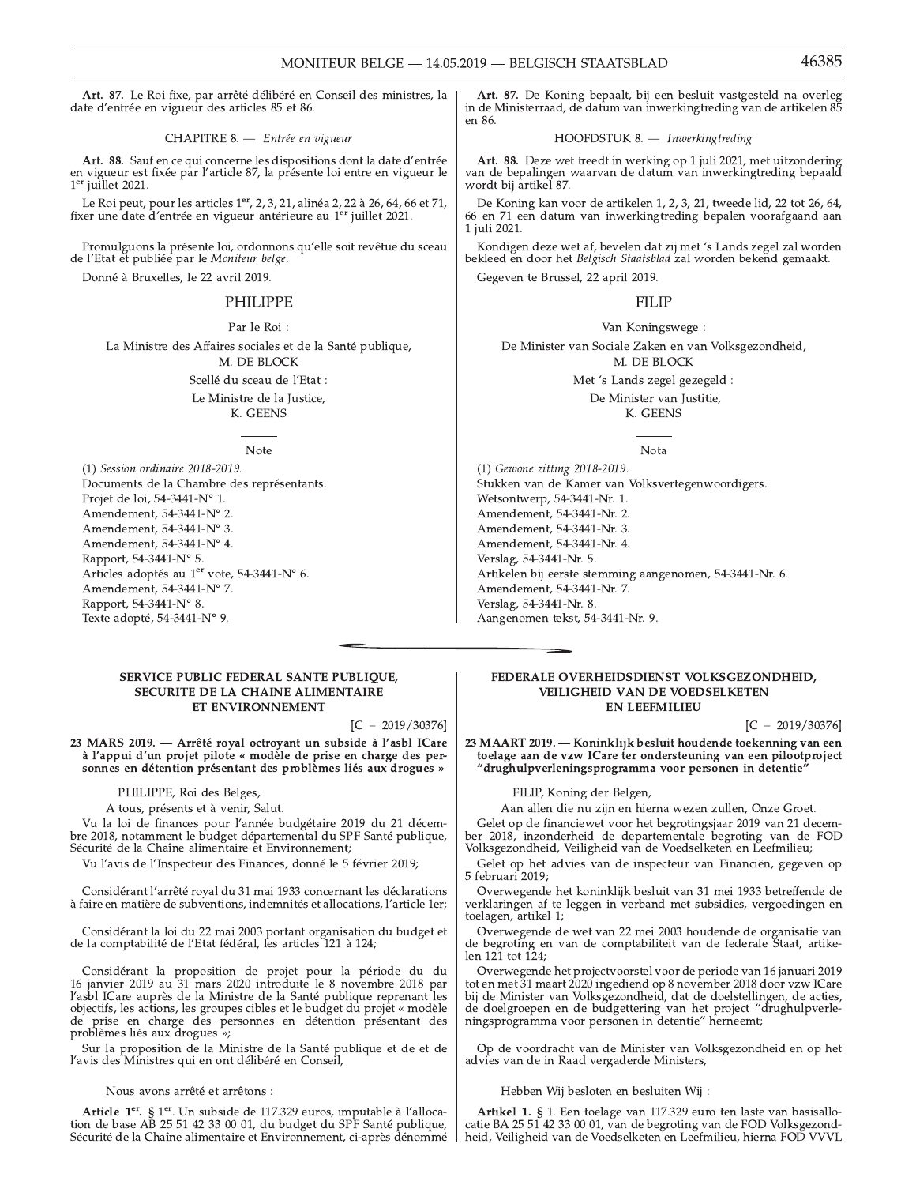**Art. 87.** Le Roi fixe, par arrêté délibéré en Conseil des ministres, la date d'entrée en vigueur des articles 85 et 86.

CHAPITRE 8. — *Entrée en vigueur*

**Art. 88.** Sauf en ce qui concerne les dispositions dont la date d'entrée en vigueur est fixée par l'article 87, la présente loi entre en vigueur le 1er juillet 2021.

Le Roi peut, pour les articles 1er, 2, 3, 21, alinéa 2, 22 à 26, 64, 66 et 71, fixer une date d'entrée en vigueur antérieure au 1er juillet 2021.

Promulguons la présente loi, ordonnons qu'elle soit revêtue du sceau de l'Etat et publiée par le *Moniteur belge*.

Donné à Bruxelles, le 22 avril 2019.

PHILIPPE

Par le Roi :

La Ministre des Affaires sociales et de la Santé publique,
M. DE BLOCK

Scellé du sceau de l'Etat :

Le Ministre de la Justice,
K. GEENS

Note

(1) *Session ordinaire 2018-2019.*
Documents de la Chambre des représentants.
Projet de loi, 54-3441-N° 1.
Amendement, 54-3441-N° 2.
Amendement, 54-3441-N° 3.
Amendement, 54-3441-N° 4.
Rapport, 54-3441-N° 5.
Articles adoptés au 1er vote, 54-3441-N° 6.
Amendement, 54-3441-N° 7.
Rapport, 54-3441-N° 8.
Texte adopté, 54-3441-N° 9.

**Art. 87.** De Koning bepaalt, bij een besluit vastgesteld na overleg in de Ministerraad, de datum van inwerkingtreding van de artikelen 85 en 86.

HOOFDSTUK 8. — *Inwerkingtreding*

**Art. 88.** Deze wet treedt in werking op 1 juli 2021, met uitzondering van de bepalingen waarvan de datum van inwerkingtreding bepaald wordt bij artikel 87.

De Koning kan voor de artikelen 1, 2, 3, 21, tweede lid, 22 tot 26, 64, 66 en 71 een datum van inwerkingtreding bepalen voorafgaand aan 1 juli 2021.

Kondigen deze wet af, bevelen dat zij met 's Lands zegel zal worden bekleed en door het *Belgisch Staatsblad* zal worden bekend gemaakt.

Gegeven te Brussel, 22 april 2019.

FILIP

Van Koningswege :

De Minister van Sociale Zaken en van Volksgezondheid,
M. DE BLOCK

Met 's Lands zegel gezegeld :

De Minister van Justitie,
K. GEENS

Nota

(1) *Gewone zitting 2018-2019.*
Stukken van de Kamer van Volksvertegenwoordigers.
Wetsontwerp, 54-3441-Nr. 1.
Amendement, 54-3441-Nr. 2.
Amendement, 54-3441-Nr. 3.
Amendement, 54-3441-Nr. 4.
Verslag, 54-3441-Nr. 5.
Artikelen bij eerste stemming aangenomen, 54-3441-Nr. 6.
Amendement, 54-3441-Nr. 7.
Verslag, 54-3441-Nr. 8.
Aangenomen tekst, 54-3441-Nr. 9.

---

## SERVICE PUBLIC FEDERAL SANTE PUBLIQUE, SECURITE DE LA CHAINE ALIMENTAIRE ET ENVIRONNEMENT

[C − 2019/30376]

**23 MARS 2019. — Arrêté royal octroyant un subside à l'asbl ICare à l'appui d'un projet pilote « modèle de prise en charge des personnes en détention présentant des problèmes liés aux drogues »**

PHILIPPE, Roi des Belges,

A tous, présents et à venir, Salut.

Vu la loi de finances pour l'année budgétaire 2019 du 21 décembre 2018, notamment le budget départemental du SPF Santé publique, Sécurité de la Chaîne alimentaire et Environnement;

Vu l'avis de l'Inspecteur des Finances, donné le 5 février 2019;

Considérant l'arrêté royal du 31 mai 1933 concernant les déclarations à faire en matière de subventions, indemnités et allocations, l'article 1er;

Considérant la loi du 22 mai 2003 portant organisation du budget et de la comptabilité de l'Etat fédéral, les articles 121 à 124;

Considérant la proposition de projet pour la période du du 16 janvier 2019 au 31 mars 2020 introduite le 8 novembre 2018 par l'asbl ICare auprès de la Ministre de la Santé publique reprenant les objectifs, les actions, les groupes cibles et le budget du projet « modèle de prise en charge des personnes en détention présentant des problèmes liés aux drogues »;

Sur la proposition de la Ministre de la Santé publique et de et de l'avis des Ministres qui en ont délibéré en Conseil,

Nous avons arrêté et arrêtons :

**Article 1er.** § 1er. Un subside de 117.329 euros, imputable à l'allocation de base AB 25 51 42 33 00 01, du budget du SPF Santé publique, Sécurité de la Chaîne alimentaire et Environnement, ci-après dénommé

## FEDERALE OVERHEIDSDIENST VOLKSGEZONDHEID, VEILIGHEID VAN DE VOEDSELKETEN EN LEEFMILIEU

[C − 2019/30376]

**23 MAART 2019. — Koninklijk besluit houdende toekenning van een toelage aan de vzw ICare ter ondersteuning van een pilootproject "drughulpverleningsprogramma voor personen in detentie"**

FILIP, Koning der Belgen,

Aan allen die nu zijn en hierna wezen zullen, Onze Groet.

Gelet op de financiewet voor het begrotingsjaar 2019 van 21 december 2018, inzonderheid de departementale begroting van de FOD Volksgezondheid, Veiligheid van de Voedselketen en Leefmilieu;

Gelet op het advies van de inspecteur van Financiën, gegeven op 5 februari 2019;

Overwegende het koninklijk besluit van 31 mei 1933 betreffende de verklaringen af te leggen in verband met subsidies, vergoedingen en toelagen, artikel 1;

Overwegende de wet van 22 mei 2003 houdende de organisatie van de begroting en van de comptabiliteit van de federale Staat, artikelen 121 tot 124;

Overwegende het projectvoorstel voor de periode van 16 januari 2019 tot en met 31 maart 2020 ingediend op 8 november 2018 door vzw ICare bij de Minister van Volksgezondheid, dat de doelstellingen, de acties, de doelgroepen en de budgettering van het project "drughulpverleningsprogramma voor personen in detentie" herneemt;

Op de voordracht van de Minister van Volksgezondheid en op het advies van de in Raad vergaderde Ministers,

Hebben Wij besloten en besluiten Wij :

**Artikel 1.** § 1. Een toelage van 117.329 euro ten laste van basisallocatie BA 25 51 42 33 00 01, van de begroting van de FOD Volksgezondheid, Veiligheid van de Voedselketen en Leefmilieu, hierna FOD VVVL